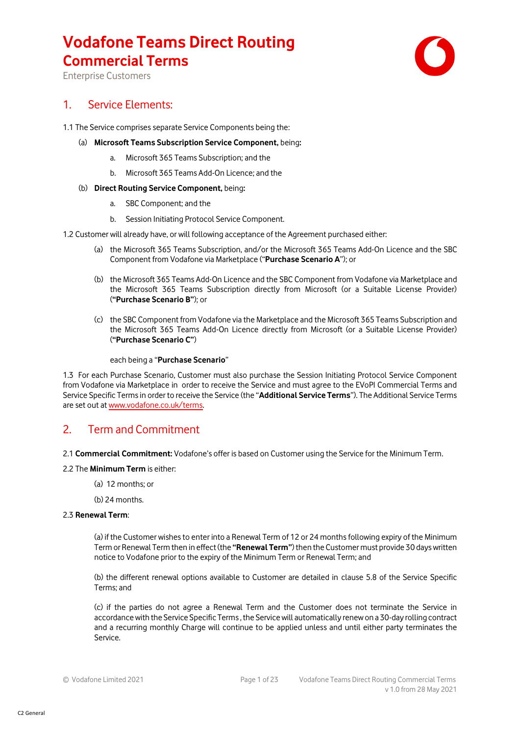# Vodafone Teams Direct Routing Commercial Terms

Enterprise Customers

## 1. Service Elements:

1.1 The Service comprises separate Service Components being the:

(a) **Microsoft Teams Subscription Service Component,** being:

a. Microsoft 365 Teams Subscription; and the

b. Microsoft 365 Teams Add-On Licence; and the

(b) **Direct Routing Service Component,** being:

a. SBC Component; and the

b. Session Initiating Protocol Service Component.

1.2 Customer will already have, or will following acceptance of the Agreement purchased either:

(a) the Microsoft 365 Teams Subscription, and/or the Microsoft 365 Teams Add-On Licence and the SBC Component from Vodafone via Marketplace ("**Purchase Scenario A**"); or

(b) the Microsoft 365 Teams Add-On Licence and the SBC Component from Vodafone via Marketplace and the Microsoft 365 Teams Subscription directly from Microsoft (or a Suitable License Provider) (**"Purchase Scenario B"**); or

(c) the SBC Component from Vodafone via the Marketplace and the Microsoft 365 Teams Subscription and the Microsoft 365 Teams Add-On Licence directly from Microsoft (or a Suitable License Provider) (**"Purchase Scenario C"**)

each being a "**Purchase Scenario**"

1.3 For each Purchase Scenario, Customer must also purchase the Session Initiating Protocol Service Component from Vodafone via Marketplace in order to receive the Service and must agree to the EVoPI Commercial Terms and Service Specific Terms in order to receive the Service (the "**Additional Service Terms**"). The Additional Service Terms are set out at www.vodafone.co.uk/terms.

## 2. Term and Commitment

2.1 **Commercial Commitment:** Vodafone's offer is based on Customer using the Service for the Minimum Term.

2.2 The **Minimum Term** is either:

(a) 12 months; or

(b) 24 months.

2.3 **Renewal Term**:

(a) if the Customer wishes to enter into a Renewal Term of 12 or 24 months following expiry of the Minimum Term or Renewal Term then in effect (the **"Renewal Term"**) then the Customer must provide 30 days written notice to Vodafone prior to the expiry of the Minimum Term or Renewal Term; and

(b) the different renewal options available to Customer are detailed in clause 5.8 of the Service Specific Terms; and

(c) if the parties do not agree a Renewal Term and the Customer does not terminate the Service in accordance with the Service Specific Terms , the Service will automatically renew on a 30-day rolling contract and a recurring monthly Charge will continue to be applied unless and until either party terminates the Service.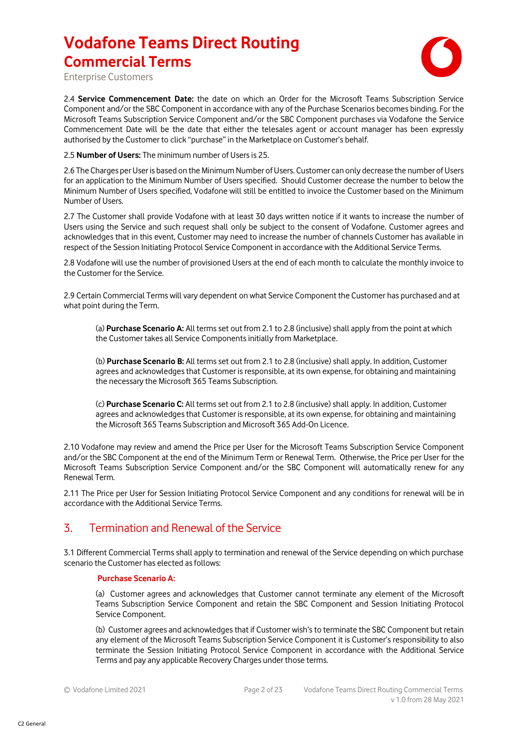2.4 **Service Commencement Date:** the date on which an Order for the Microsoft Teams Subscription Service Component and/or the SBC Component in accordance with any of the Purchase Scenarios becomes binding. For the Microsoft Teams Subscription Service Component and/or the SBC Component purchases via Vodafone the Service Commencement Date will be the date that either the telesales agent or account manager has been expressly authorised by the Customer to click "purchase" in the Marketplace on Customer's behalf.

2.5 **Number of Users:** The minimum number of Users is 25.

2.6 The Charges per User is based on the Minimum Number of Users. Customer can only decrease the number of Users for an application to the Minimum Number of Users specified. Should Customer decrease the number to below the Minimum Number of Users specified, Vodafone will still be entitled to invoice the Customer based on the Minimum Number of Users.

2.7 The Customer shall provide Vodafone with at least 30 days written notice if it wants to increase the number of Users using the Service and such request shall only be subject to the consent of Vodafone. Customer agrees and acknowledges that in this event, Customer may need to increase the number of channels Customer has available in respect of the Session Initiating Protocol Service Component in accordance with the Additional Service Terms.

2.8 Vodafone will use the number of provisioned Users at the end of each month to calculate the monthly invoice to the Customer for the Service.

2.9 Certain Commercial Terms will vary dependent on what Service Component the Customer has purchased and at what point during the Term.

(a) **Purchase Scenario A:** All terms set out from 2.1 to 2.8 (inclusive) shall apply from the point at which the Customer takes all Service Components initially from Marketplace.

(b) **Purchase Scenario B:** All terms set out from 2.1 to 2.8 (inclusive) shall apply. In addition, Customer agrees and acknowledges that Customer is responsible, at its own expense, for obtaining and maintaining the necessary the Microsoft 365 Teams Subscription.

(c) **Purchase Scenario C:** All terms set out from 2.1 to 2.8 (inclusive) shall apply. In addition, Customer agrees and acknowledges that Customer is responsible, at its own expense, for obtaining and maintaining the Microsoft 365 Teams Subscription and Microsoft 365 Add-On Licence.

2.10 Vodafone may review and amend the Price per User for the Microsoft Teams Subscription Service Component and/or the SBC Component at the end of the Minimum Term or Renewal Term. Otherwise, the Price per User for the Microsoft Teams Subscription Service Component and/or the SBC Component will automatically renew for any Renewal Term.

2.11 The Price per User for Session Initiating Protocol Service Component and any conditions for renewal will be in accordance with the Additional Service Terms.

## 3. Termination and Renewal of the Service

3.1 Different Commercial Terms shall apply to termination and renewal of the Service depending on which purchase scenario the Customer has elected as follows:

**Purchase Scenario A:**

(a) Customer agrees and acknowledges that Customer cannot terminate any element of the Microsoft Teams Subscription Service Component and retain the SBC Component and Session Initiating Protocol Service Component.

(b) Customer agrees and acknowledges that if Customer wish's to terminate the SBC Component but retain any element of the Microsoft Teams Subscription Service Component it is Customer's responsibility to also terminate the Session Initiating Protocol Service Component in accordance with the Additional Service Terms and pay any applicable Recovery Charges under those terms.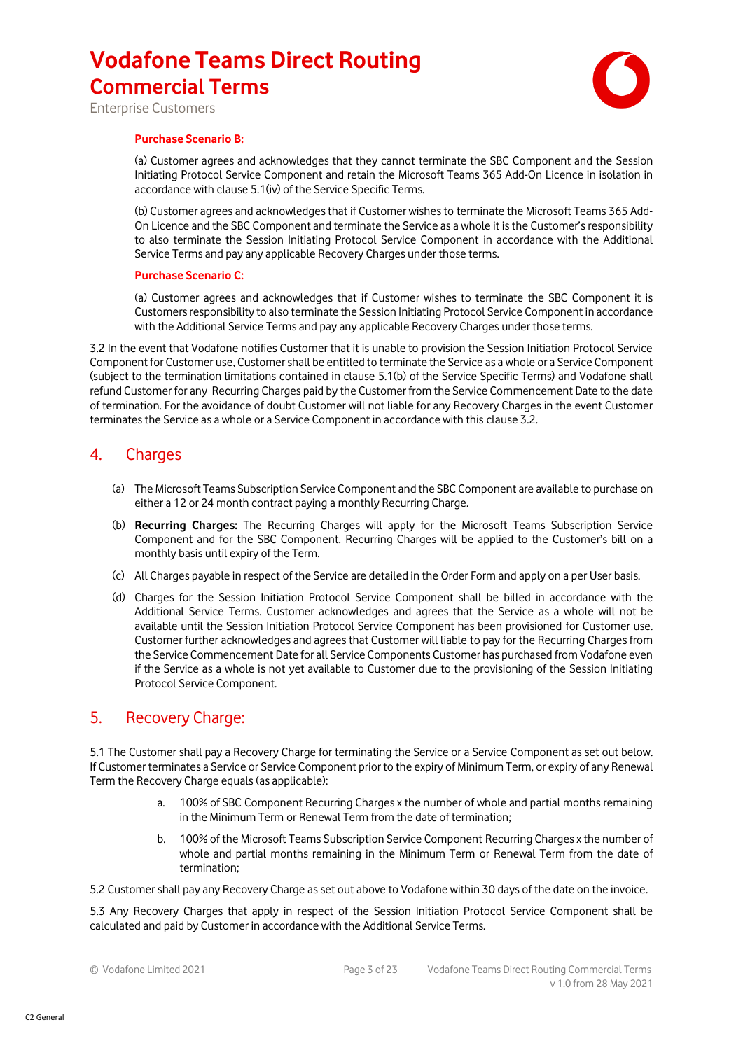**Purchase Scenario B:**

(a) Customer agrees and acknowledges that they cannot terminate the SBC Component and the Session Initiating Protocol Service Component and retain the Microsoft Teams 365 Add-On Licence in isolation in accordance with clause 5.1(iv) of the Service Specific Terms.

(b) Customer agrees and acknowledges that if Customer wishes to terminate the Microsoft Teams 365 Add-On Licence and the SBC Component and terminate the Service as a whole it is the Customer's responsibility to also terminate the Session Initiating Protocol Service Component in accordance with the Additional Service Terms and pay any applicable Recovery Charges under those terms.

**Purchase Scenario C:**

(a) Customer agrees and acknowledges that if Customer wishes to terminate the SBC Component it is Customers responsibility to also terminate the Session Initiating Protocol Service Component in accordance with the Additional Service Terms and pay any applicable Recovery Charges under those terms.

3.2 In the event that Vodafone notifies Customer that it is unable to provision the Session Initiation Protocol Service Component for Customer use, Customer shall be entitled to terminate the Service as a whole or a Service Component (subject to the termination limitations contained in clause 5.1(b) of the Service Specific Terms) and Vodafone shall refund Customer for any Recurring Charges paid by the Customer from the Service Commencement Date to the date of termination. For the avoidance of doubt Customer will not liable for any Recovery Charges in the event Customer terminates the Service as a whole or a Service Component in accordance with this clause 3.2.

## 4. Charges

(a) The Microsoft Teams Subscription Service Component and the SBC Component are available to purchase on either a 12 or 24 month contract paying a monthly Recurring Charge.

(b) **Recurring Charges:** The Recurring Charges will apply for the Microsoft Teams Subscription Service Component and for the SBC Component. Recurring Charges will be applied to the Customer's bill on a monthly basis until expiry of the Term.

(c) All Charges payable in respect of the Service are detailed in the Order Form and apply on a per User basis.

(d) Charges for the Session Initiation Protocol Service Component shall be billed in accordance with the Additional Service Terms. Customer acknowledges and agrees that the Service as a whole will not be available until the Session Initiation Protocol Service Component has been provisioned for Customer use. Customer further acknowledges and agrees that Customer will liable to pay for the Recurring Charges from the Service Commencement Date for all Service Components Customer has purchased from Vodafone even if the Service as a whole is not yet available to Customer due to the provisioning of the Session Initiating Protocol Service Component.

## 5. Recovery Charge:

5.1 The Customer shall pay a Recovery Charge for terminating the Service or a Service Component as set out below. If Customer terminates a Service or Service Component prior to the expiry of Minimum Term, or expiry of any Renewal Term the Recovery Charge equals (as applicable):

a. 100% of SBC Component Recurring Charges x the number of whole and partial months remaining in the Minimum Term or Renewal Term from the date of termination;

b. 100% of the Microsoft Teams Subscription Service Component Recurring Charges x the number of whole and partial months remaining in the Minimum Term or Renewal Term from the date of termination;

5.2 Customer shall pay any Recovery Charge as set out above to Vodafone within 30 days of the date on the invoice.

5.3 Any Recovery Charges that apply in respect of the Session Initiation Protocol Service Component shall be calculated and paid by Customer in accordance with the Additional Service Terms.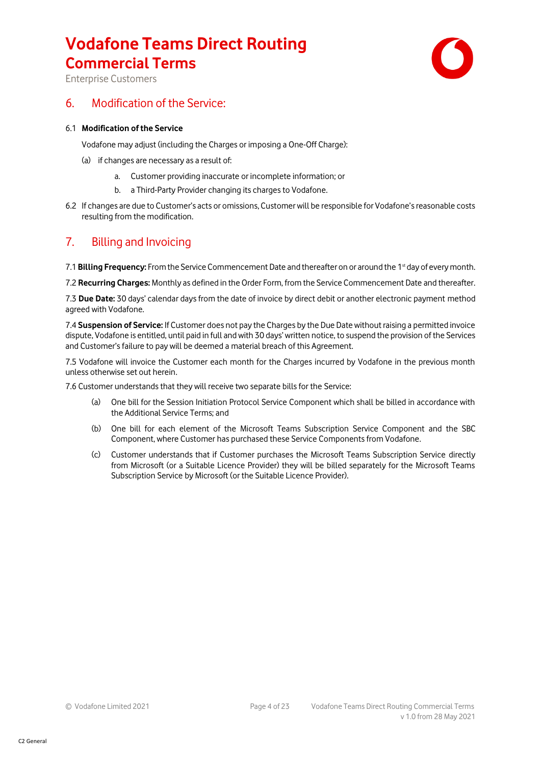## 6. Modification of the Service:

6.1 **Modification of the Service**

Vodafone may adjust (including the Charges or imposing a One-Off Charge):

(a) if changes are necessary as a result of:

a. Customer providing inaccurate or incomplete information; or

b. a Third-Party Provider changing its charges to Vodafone.

6.2 If changes are due to Customer's acts or omissions, Customer will be responsible for Vodafone's reasonable costs resulting from the modification.

## 7. Billing and Invoicing

7.1 **Billing Frequency:** From the Service Commencement Date and thereafter on or around the 1st day of every month.

7.2 **Recurring Charges:** Monthly as defined in the Order Form, from the Service Commencement Date and thereafter.

7.3 **Due Date:** 30 days' calendar days from the date of invoice by direct debit or another electronic payment method agreed with Vodafone.

7.4 **Suspension of Service:** If Customer does not pay the Charges by the Due Date without raising a permitted invoice dispute, Vodafone is entitled, until paid in full and with 30 days' written notice, to suspend the provision of the Services and Customer's failure to pay will be deemed a material breach of this Agreement.

7.5 Vodafone will invoice the Customer each month for the Charges incurred by Vodafone in the previous month unless otherwise set out herein.

7.6 Customer understands that they will receive two separate bills for the Service:

(a) One bill for the Session Initiation Protocol Service Component which shall be billed in accordance with the Additional Service Terms; and

(b) One bill for each element of the Microsoft Teams Subscription Service Component and the SBC Component, where Customer has purchased these Service Components from Vodafone.

(c) Customer understands that if Customer purchases the Microsoft Teams Subscription Service directly from Microsoft (or a Suitable Licence Provider) they will be billed separately for the Microsoft Teams Subscription Service by Microsoft (or the Suitable Licence Provider).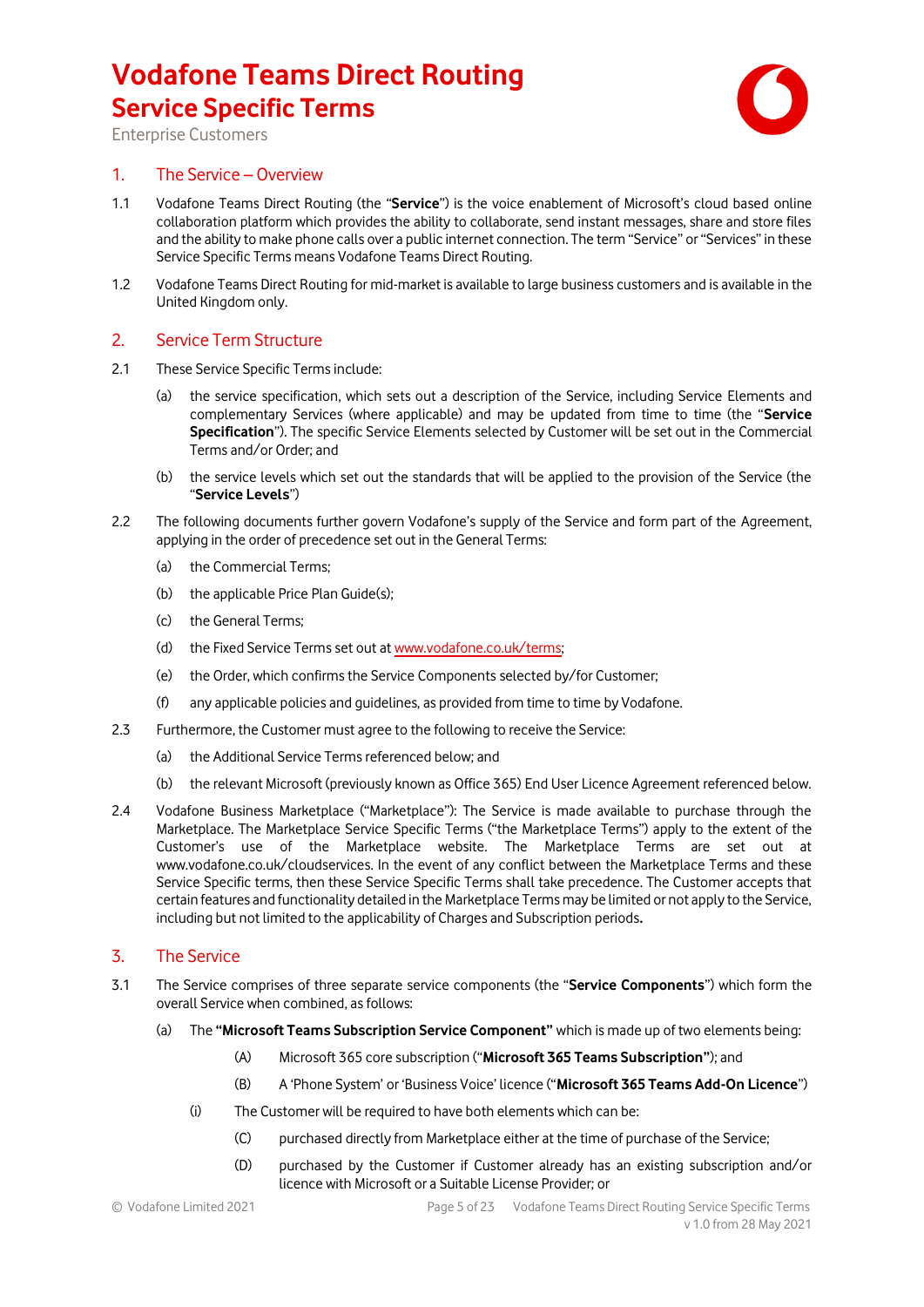# Vodafone Teams Direct Routing
## Service Specific Terms

Enterprise Customers

## 1. The Service – Overview

1.1 Vodafone Teams Direct Routing (the "**Service**") is the voice enablement of Microsoft's cloud based online collaboration platform which provides the ability to collaborate, send instant messages, share and store files and the ability to make phone calls over a public internet connection. The term "Service" or "Services" in these Service Specific Terms means Vodafone Teams Direct Routing.

1.2 Vodafone Teams Direct Routing for mid-market is available to large business customers and is available in the United Kingdom only.

## 2. Service Term Structure

2.1 These Service Specific Terms include:

(a) the service specification, which sets out a description of the Service, including Service Elements and complementary Services (where applicable) and may be updated from time to time (the "**Service Specification**"). The specific Service Elements selected by Customer will be set out in the Commercial Terms and/or Order; and

(b) the service levels which set out the standards that will be applied to the provision of the Service (the "**Service Levels**")

2.2 The following documents further govern Vodafone's supply of the Service and form part of the Agreement, applying in the order of precedence set out in the General Terms:

(a) the Commercial Terms;

(b) the applicable Price Plan Guide(s);

(c) the General Terms;

(d) the Fixed Service Terms set out at www.vodafone.co.uk/terms;

(e) the Order, which confirms the Service Components selected by/for Customer;

(f) any applicable policies and guidelines, as provided from time to time by Vodafone.

2.3 Furthermore, the Customer must agree to the following to receive the Service:

(a) the Additional Service Terms referenced below; and

(b) the relevant Microsoft (previously known as Office 365) End User Licence Agreement referenced below.

2.4 Vodafone Business Marketplace ("Marketplace"): The Service is made available to purchase through the Marketplace. The Marketplace Service Specific Terms ("the Marketplace Terms") apply to the extent of the Customer's use of the Marketplace website. The Marketplace Terms are set out at www.vodafone.co.uk/cloudservices. In the event of any conflict between the Marketplace Terms and these Service Specific terms, then these Service Specific Terms shall take precedence. The Customer accepts that certain features and functionality detailed in the Marketplace Terms may be limited or not apply to the Service, including but not limited to the applicability of Charges and Subscription periods**.**

## 3. The Service

3.1 The Service comprises of three separate service components (the "**Service Components**") which form the overall Service when combined, as follows:

(a) The **"Microsoft Teams Subscription Service Component"** which is made up of two elements being:

(A) Microsoft 365 core subscription ("**Microsoft 365 Teams Subscription**"); and

(B) A 'Phone System' or 'Business Voice' licence ("**Microsoft 365 Teams Add-On Licence**")

(i) The Customer will be required to have both elements which can be:

(C) purchased directly from Marketplace either at the time of purchase of the Service;

(D) purchased by the Customer if Customer already has an existing subscription and/or licence with Microsoft or a Suitable License Provider; or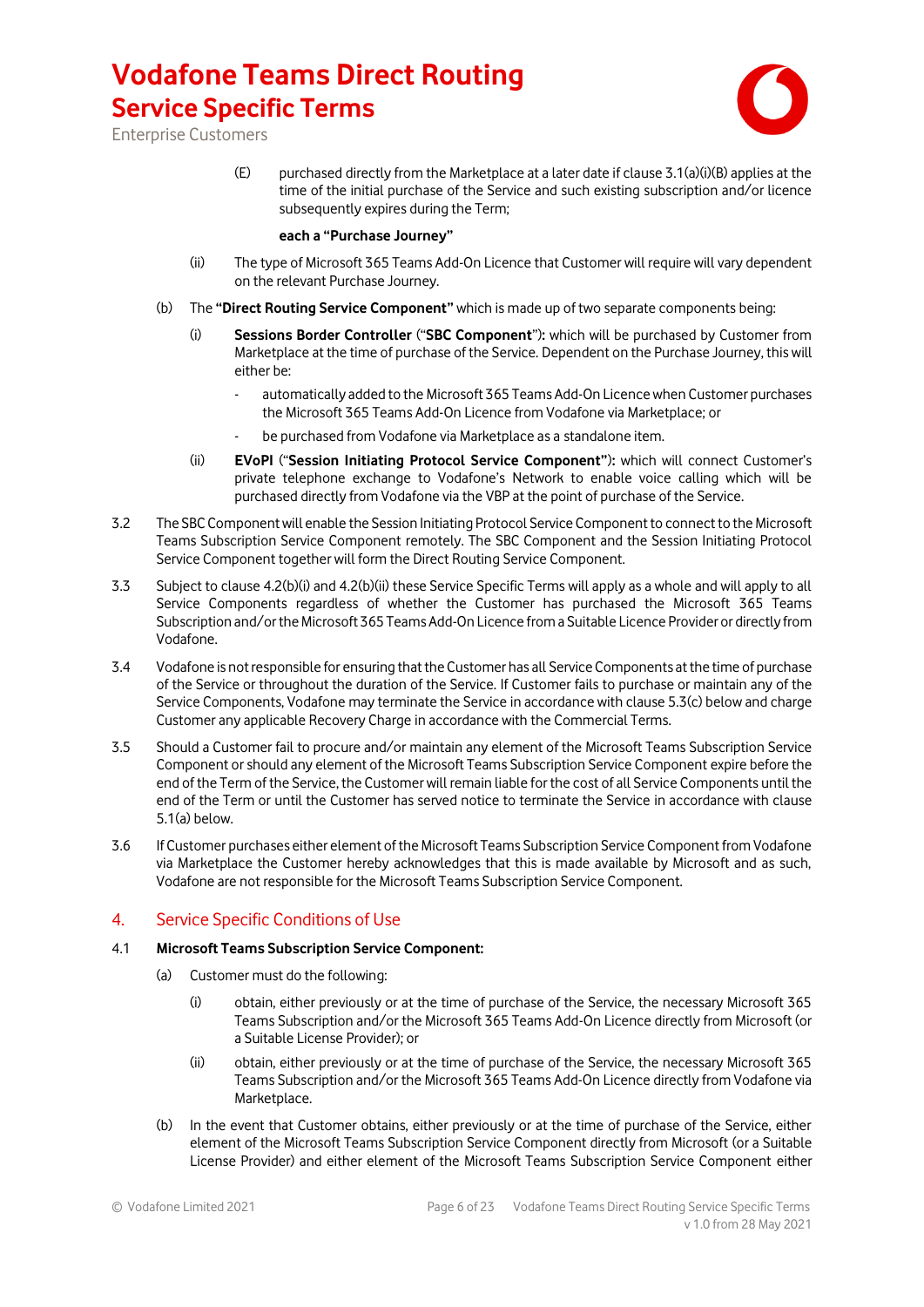(E) purchased directly from the Marketplace at a later date if clause 3.1(a)(i)(B) applies at the time of the initial purchase of the Service and such existing subscription and/or licence subsequently expires during the Term;

**each a "Purchase Journey"**

(ii) The type of Microsoft 365 Teams Add-On Licence that Customer will require will vary dependent on the relevant Purchase Journey.

(b) The **"Direct Routing Service Component"** which is made up of two separate components being:

(i) **Sessions Border Controller** ("**SBC Component**")**:** which will be purchased by Customer from Marketplace at the time of purchase of the Service. Dependent on the Purchase Journey, this will either be:

- automatically added to the Microsoft 365 Teams Add-On Licence when Customer purchases the Microsoft 365 Teams Add-On Licence from Vodafone via Marketplace; or
- be purchased from Vodafone via Marketplace as a standalone item.

(ii) **EVoPI** ("**Session Initiating Protocol Service Component"**)**:** which will connect Customer's private telephone exchange to Vodafone's Network to enable voice calling which will be purchased directly from Vodafone via the VBP at the point of purchase of the Service.

3.2 The SBC Component will enable the Session Initiating Protocol Service Component to connect to the Microsoft Teams Subscription Service Component remotely. The SBC Component and the Session Initiating Protocol Service Component together will form the Direct Routing Service Component.

3.3 Subject to clause 4.2(b)(i) and 4.2(b)(ii) these Service Specific Terms will apply as a whole and will apply to all Service Components regardless of whether the Customer has purchased the Microsoft 365 Teams Subscription and/or the Microsoft 365 Teams Add-On Licence from a Suitable Licence Provider or directly from Vodafone.

3.4 Vodafone is not responsible for ensuring that the Customer has all Service Components at the time of purchase of the Service or throughout the duration of the Service. If Customer fails to purchase or maintain any of the Service Components, Vodafone may terminate the Service in accordance with clause 5.3(c) below and charge Customer any applicable Recovery Charge in accordance with the Commercial Terms.

3.5 Should a Customer fail to procure and/or maintain any element of the Microsoft Teams Subscription Service Component or should any element of the Microsoft Teams Subscription Service Component expire before the end of the Term of the Service, the Customer will remain liable for the cost of all Service Components until the end of the Term or until the Customer has served notice to terminate the Service in accordance with clause 5.1(a) below.

3.6 If Customer purchases either element of the Microsoft Teams Subscription Service Component from Vodafone via Marketplace the Customer hereby acknowledges that this is made available by Microsoft and as such, Vodafone are not responsible for the Microsoft Teams Subscription Service Component.

## 4. Service Specific Conditions of Use

**4.1 Microsoft Teams Subscription Service Component:**

(a) Customer must do the following:

(i) obtain, either previously or at the time of purchase of the Service, the necessary Microsoft 365 Teams Subscription and/or the Microsoft 365 Teams Add-On Licence directly from Microsoft (or a Suitable License Provider); or

(ii) obtain, either previously or at the time of purchase of the Service, the necessary Microsoft 365 Teams Subscription and/or the Microsoft 365 Teams Add-On Licence directly from Vodafone via Marketplace.

(b) In the event that Customer obtains, either previously or at the time of purchase of the Service, either element of the Microsoft Teams Subscription Service Component directly from Microsoft (or a Suitable License Provider) and either element of the Microsoft Teams Subscription Service Component either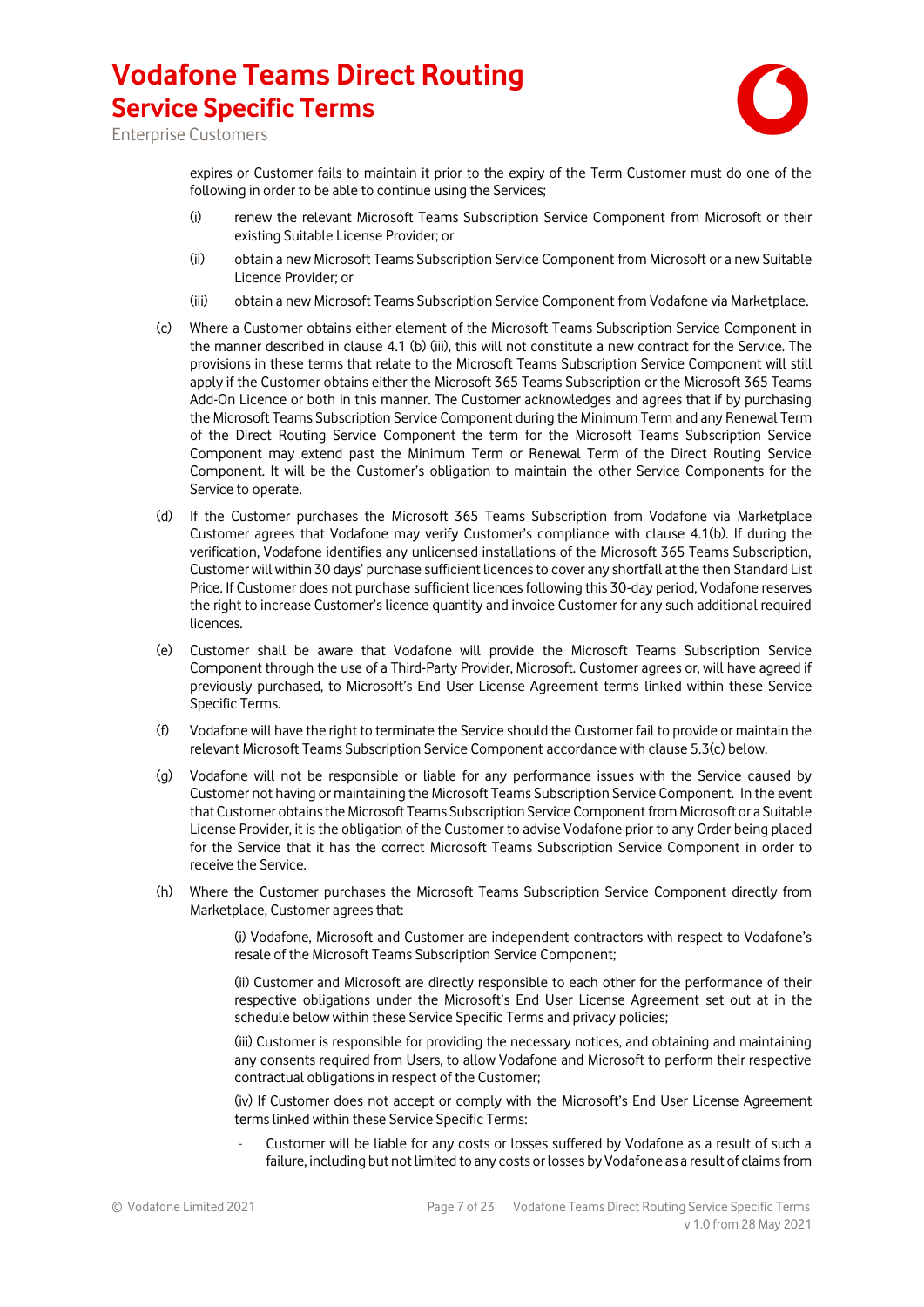expires or Customer fails to maintain it prior to the expiry of the Term Customer must do one of the following in order to be able to continue using the Services;

(i) renew the relevant Microsoft Teams Subscription Service Component from Microsoft or their existing Suitable License Provider; or

(ii) obtain a new Microsoft Teams Subscription Service Component from Microsoft or a new Suitable Licence Provider; or

(iii) obtain a new Microsoft Teams Subscription Service Component from Vodafone via Marketplace.

(c) Where a Customer obtains either element of the Microsoft Teams Subscription Service Component in the manner described in clause 4.1 (b) (iii), this will not constitute a new contract for the Service. The provisions in these terms that relate to the Microsoft Teams Subscription Service Component will still apply if the Customer obtains either the Microsoft 365 Teams Subscription or the Microsoft 365 Teams Add-On Licence or both in this manner. The Customer acknowledges and agrees that if by purchasing the Microsoft Teams Subscription Service Component during the Minimum Term and any Renewal Term of the Direct Routing Service Component the term for the Microsoft Teams Subscription Service Component may extend past the Minimum Term or Renewal Term of the Direct Routing Service Component. It will be the Customer's obligation to maintain the other Service Components for the Service to operate.

(d) If the Customer purchases the Microsoft 365 Teams Subscription from Vodafone via Marketplace Customer agrees that Vodafone may verify Customer's compliance with clause 4.1(b). If during the verification, Vodafone identifies any unlicensed installations of the Microsoft 365 Teams Subscription, Customer will within 30 days' purchase sufficient licences to cover any shortfall at the then Standard List Price. If Customer does not purchase sufficient licences following this 30-day period, Vodafone reserves the right to increase Customer's licence quantity and invoice Customer for any such additional required licences.

(e) Customer shall be aware that Vodafone will provide the Microsoft Teams Subscription Service Component through the use of a Third-Party Provider, Microsoft. Customer agrees or, will have agreed if previously purchased, to Microsoft's End User License Agreement terms linked within these Service Specific Terms.

(f) Vodafone will have the right to terminate the Service should the Customer fail to provide or maintain the relevant Microsoft Teams Subscription Service Component accordance with clause 5.3(c) below.

(g) Vodafone will not be responsible or liable for any performance issues with the Service caused by Customer not having or maintaining the Microsoft Teams Subscription Service Component. In the event that Customer obtains the Microsoft Teams Subscription Service Component from Microsoft or a Suitable License Provider, it is the obligation of the Customer to advise Vodafone prior to any Order being placed for the Service that it has the correct Microsoft Teams Subscription Service Component in order to receive the Service.

(h) Where the Customer purchases the Microsoft Teams Subscription Service Component directly from Marketplace, Customer agrees that:

(i) Vodafone, Microsoft and Customer are independent contractors with respect to Vodafone's resale of the Microsoft Teams Subscription Service Component;

(ii) Customer and Microsoft are directly responsible to each other for the performance of their respective obligations under the Microsoft's End User License Agreement set out at in the schedule below within these Service Specific Terms and privacy policies;

(iii) Customer is responsible for providing the necessary notices, and obtaining and maintaining any consents required from Users, to allow Vodafone and Microsoft to perform their respective contractual obligations in respect of the Customer;

(iv) If Customer does not accept or comply with the Microsoft's End User License Agreement terms linked within these Service Specific Terms:

- Customer will be liable for any costs or losses suffered by Vodafone as a result of such a failure, including but not limited to any costs or losses by Vodafone as a result of claims from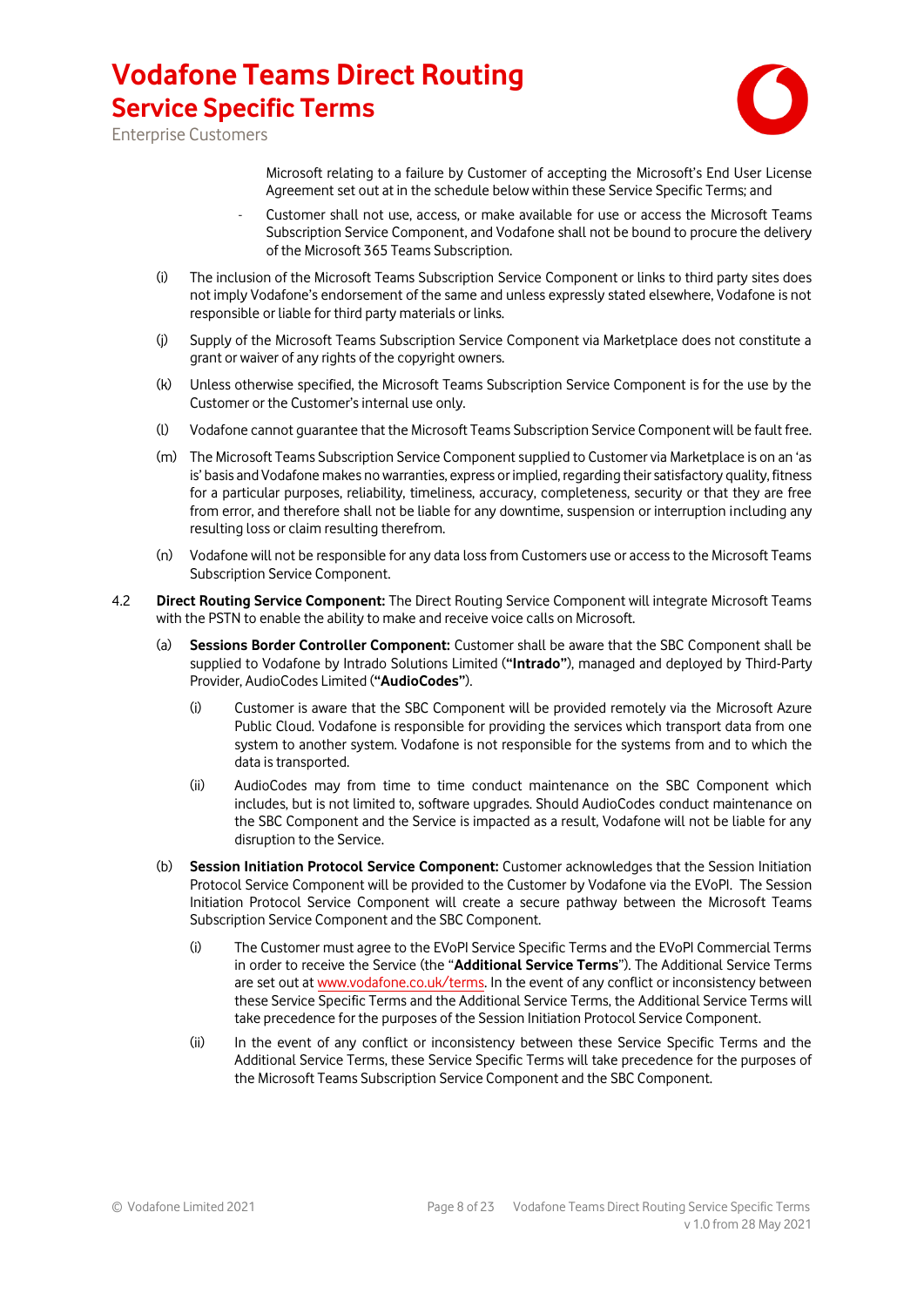Microsoft relating to a failure by Customer of accepting the Microsoft's End User License Agreement set out at in the schedule below within these Service Specific Terms; and

- Customer shall not use, access, or make available for use or access the Microsoft Teams Subscription Service Component, and Vodafone shall not be bound to procure the delivery of the Microsoft 365 Teams Subscription.

(i) The inclusion of the Microsoft Teams Subscription Service Component or links to third party sites does not imply Vodafone's endorsement of the same and unless expressly stated elsewhere, Vodafone is not responsible or liable for third party materials or links.

(j) Supply of the Microsoft Teams Subscription Service Component via Marketplace does not constitute a grant or waiver of any rights of the copyright owners.

(k) Unless otherwise specified, the Microsoft Teams Subscription Service Component is for the use by the Customer or the Customer's internal use only.

(l) Vodafone cannot guarantee that the Microsoft Teams Subscription Service Component will be fault free.

(m) The Microsoft Teams Subscription Service Component supplied to Customer via Marketplace is on an 'as is' basis and Vodafone makes no warranties, express or implied, regarding their satisfactory quality, fitness for a particular purposes, reliability, timeliness, accuracy, completeness, security or that they are free from error, and therefore shall not be liable for any downtime, suspension or interruption including any resulting loss or claim resulting therefrom.

(n) Vodafone will not be responsible for any data loss from Customers use or access to the Microsoft Teams Subscription Service Component.

4.2 **Direct Routing Service Component:** The Direct Routing Service Component will integrate Microsoft Teams with the PSTN to enable the ability to make and receive voice calls on Microsoft.

(a) **Sessions Border Controller Component:** Customer shall be aware that the SBC Component shall be supplied to Vodafone by Intrado Solutions Limited (**"Intrado"**), managed and deployed by Third-Party Provider, AudioCodes Limited (**"AudioCodes"**).

(i) Customer is aware that the SBC Component will be provided remotely via the Microsoft Azure Public Cloud. Vodafone is responsible for providing the services which transport data from one system to another system. Vodafone is not responsible for the systems from and to which the data is transported.

(ii) AudioCodes may from time to time conduct maintenance on the SBC Component which includes, but is not limited to, software upgrades. Should AudioCodes conduct maintenance on the SBC Component and the Service is impacted as a result, Vodafone will not be liable for any disruption to the Service.

(b) **Session Initiation Protocol Service Component:** Customer acknowledges that the Session Initiation Protocol Service Component will be provided to the Customer by Vodafone via the EVoPI. The Session Initiation Protocol Service Component will create a secure pathway between the Microsoft Teams Subscription Service Component and the SBC Component.

(i) The Customer must agree to the EVoPI Service Specific Terms and the EVoPI Commercial Terms in order to receive the Service (the "**Additional Service Terms**"). The Additional Service Terms are set out at www.vodafone.co.uk/terms. In the event of any conflict or inconsistency between these Service Specific Terms and the Additional Service Terms, the Additional Service Terms will take precedence for the purposes of the Session Initiation Protocol Service Component.

(ii) In the event of any conflict or inconsistency between these Service Specific Terms and the Additional Service Terms, these Service Specific Terms will take precedence for the purposes of the Microsoft Teams Subscription Service Component and the SBC Component.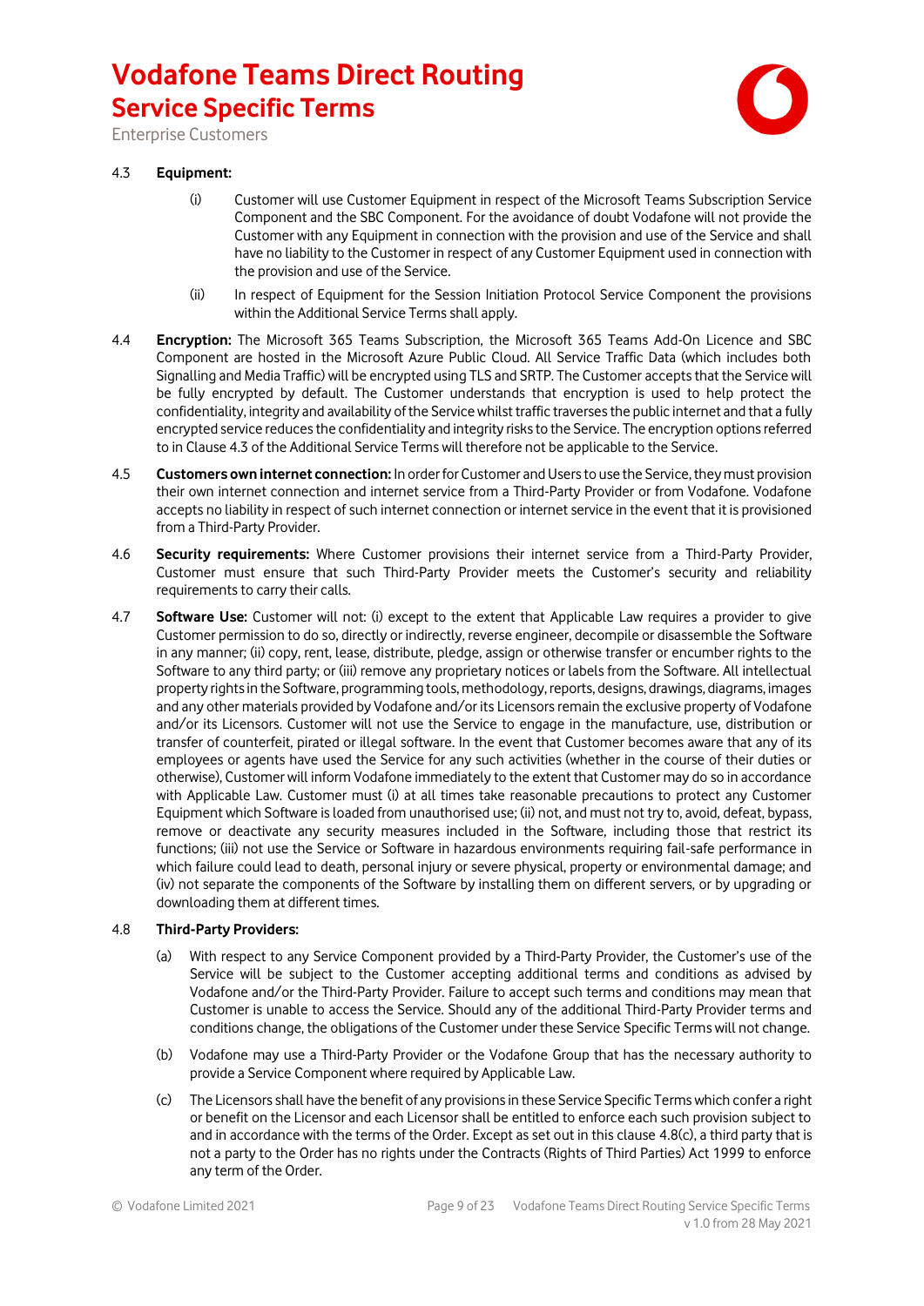4.3 **Equipment:**

(i) Customer will use Customer Equipment in respect of the Microsoft Teams Subscription Service Component and the SBC Component. For the avoidance of doubt Vodafone will not provide the Customer with any Equipment in connection with the provision and use of the Service and shall have no liability to the Customer in respect of any Customer Equipment used in connection with the provision and use of the Service.

(ii) In respect of Equipment for the Session Initiation Protocol Service Component the provisions within the Additional Service Terms shall apply.

4.4 **Encryption:** The Microsoft 365 Teams Subscription, the Microsoft 365 Teams Add-On Licence and SBC Component are hosted in the Microsoft Azure Public Cloud. All Service Traffic Data (which includes both Signalling and Media Traffic) will be encrypted using TLS and SRTP. The Customer accepts that the Service will be fully encrypted by default. The Customer understands that encryption is used to help protect the confidentiality, integrity and availability of the Service whilst traffic traverses the public internet and that a fully encrypted service reduces the confidentiality and integrity risks to the Service. The encryption options referred to in Clause 4.3 of the Additional Service Terms will therefore not be applicable to the Service.

4.5 **Customers own internet connection:** In order for Customer and Users to use the Service, they must provision their own internet connection and internet service from a Third-Party Provider or from Vodafone. Vodafone accepts no liability in respect of such internet connection or internet service in the event that it is provisioned from a Third-Party Provider.

4.6 **Security requirements:** Where Customer provisions their internet service from a Third-Party Provider, Customer must ensure that such Third-Party Provider meets the Customer's security and reliability requirements to carry their calls.

4.7 **Software Use:** Customer will not: (i) except to the extent that Applicable Law requires a provider to give Customer permission to do so, directly or indirectly, reverse engineer, decompile or disassemble the Software in any manner; (ii) copy, rent, lease, distribute, pledge, assign or otherwise transfer or encumber rights to the Software to any third party; or (iii) remove any proprietary notices or labels from the Software. All intellectual property rights in the Software, programming tools, methodology, reports, designs, drawings, diagrams, images and any other materials provided by Vodafone and/or its Licensors remain the exclusive property of Vodafone and/or its Licensors. Customer will not use the Service to engage in the manufacture, use, distribution or transfer of counterfeit, pirated or illegal software. In the event that Customer becomes aware that any of its employees or agents have used the Service for any such activities (whether in the course of their duties or otherwise), Customer will inform Vodafone immediately to the extent that Customer may do so in accordance with Applicable Law. Customer must (i) at all times take reasonable precautions to protect any Customer Equipment which Software is loaded from unauthorised use; (ii) not, and must not try to, avoid, defeat, bypass, remove or deactivate any security measures included in the Software, including those that restrict its functions; (iii) not use the Service or Software in hazardous environments requiring fail-safe performance in which failure could lead to death, personal injury or severe physical, property or environmental damage; and (iv) not separate the components of the Software by installing them on different servers, or by upgrading or downloading them at different times.

4.8 **Third-Party Providers:**

(a) With respect to any Service Component provided by a Third-Party Provider, the Customer's use of the Service will be subject to the Customer accepting additional terms and conditions as advised by Vodafone and/or the Third-Party Provider. Failure to accept such terms and conditions may mean that Customer is unable to access the Service. Should any of the additional Third-Party Provider terms and conditions change, the obligations of the Customer under these Service Specific Terms will not change.

(b) Vodafone may use a Third-Party Provider or the Vodafone Group that has the necessary authority to provide a Service Component where required by Applicable Law.

(c) The Licensors shall have the benefit of any provisions in these Service Specific Terms which confer a right or benefit on the Licensor and each Licensor shall be entitled to enforce each such provision subject to and in accordance with the terms of the Order. Except as set out in this clause 4.8(c), a third party that is not a party to the Order has no rights under the Contracts (Rights of Third Parties) Act 1999 to enforce any term of the Order.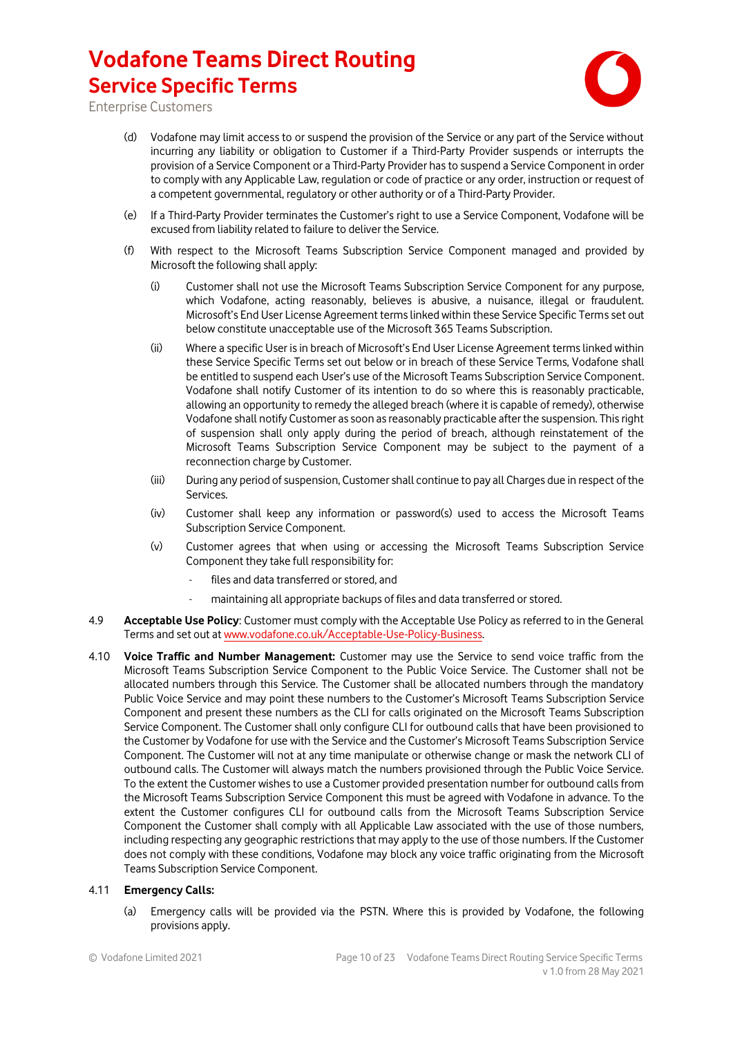(d) Vodafone may limit access to or suspend the provision of the Service or any part of the Service without incurring any liability or obligation to Customer if a Third-Party Provider suspends or interrupts the provision of a Service Component or a Third-Party Provider has to suspend a Service Component in order to comply with any Applicable Law, regulation or code of practice or any order, instruction or request of a competent governmental, regulatory or other authority or of a Third-Party Provider.

(e) If a Third-Party Provider terminates the Customer's right to use a Service Component, Vodafone will be excused from liability related to failure to deliver the Service.

(f) With respect to the Microsoft Teams Subscription Service Component managed and provided by Microsoft the following shall apply:

(i) Customer shall not use the Microsoft Teams Subscription Service Component for any purpose, which Vodafone, acting reasonably, believes is abusive, a nuisance, illegal or fraudulent. Microsoft's End User License Agreement terms linked within these Service Specific Terms set out below constitute unacceptable use of the Microsoft 365 Teams Subscription.

(ii) Where a specific User is in breach of Microsoft's End User License Agreement terms linked within these Service Specific Terms set out below or in breach of these Service Terms, Vodafone shall be entitled to suspend each User's use of the Microsoft Teams Subscription Service Component. Vodafone shall notify Customer of its intention to do so where this is reasonably practicable, allowing an opportunity to remedy the alleged breach (where it is capable of remedy), otherwise Vodafone shall notify Customer as soon as reasonably practicable after the suspension. This right of suspension shall only apply during the period of breach, although reinstatement of the Microsoft Teams Subscription Service Component may be subject to the payment of a reconnection charge by Customer.

(iii) During any period of suspension, Customer shall continue to pay all Charges due in respect of the Services.

(iv) Customer shall keep any information or password(s) used to access the Microsoft Teams Subscription Service Component.

(v) Customer agrees that when using or accessing the Microsoft Teams Subscription Service Component they take full responsibility for:

- files and data transferred or stored, and
- maintaining all appropriate backups of files and data transferred or stored.

4.9 **Acceptable Use Policy**: Customer must comply with the Acceptable Use Policy as referred to in the General Terms and set out at www.vodafone.co.uk/Acceptable-Use-Policy-Business.

4.10 **Voice Traffic and Number Management:** Customer may use the Service to send voice traffic from the Microsoft Teams Subscription Service Component to the Public Voice Service. The Customer shall not be allocated numbers through this Service. The Customer shall be allocated numbers through the mandatory Public Voice Service and may point these numbers to the Customer's Microsoft Teams Subscription Service Component and present these numbers as the CLI for calls originated on the Microsoft Teams Subscription Service Component. The Customer shall only configure CLI for outbound calls that have been provisioned to the Customer by Vodafone for use with the Service and the Customer's Microsoft Teams Subscription Service Component. The Customer will not at any time manipulate or otherwise change or mask the network CLI of outbound calls. The Customer will always match the numbers provisioned through the Public Voice Service. To the extent the Customer wishes to use a Customer provided presentation number for outbound calls from the Microsoft Teams Subscription Service Component this must be agreed with Vodafone in advance. To the extent the Customer configures CLI for outbound calls from the Microsoft Teams Subscription Service Component the Customer shall comply with all Applicable Law associated with the use of those numbers, including respecting any geographic restrictions that may apply to the use of those numbers. If the Customer does not comply with these conditions, Vodafone may block any voice traffic originating from the Microsoft Teams Subscription Service Component.

4.11 **Emergency Calls:**

(a) Emergency calls will be provided via the PSTN. Where this is provided by Vodafone, the following provisions apply.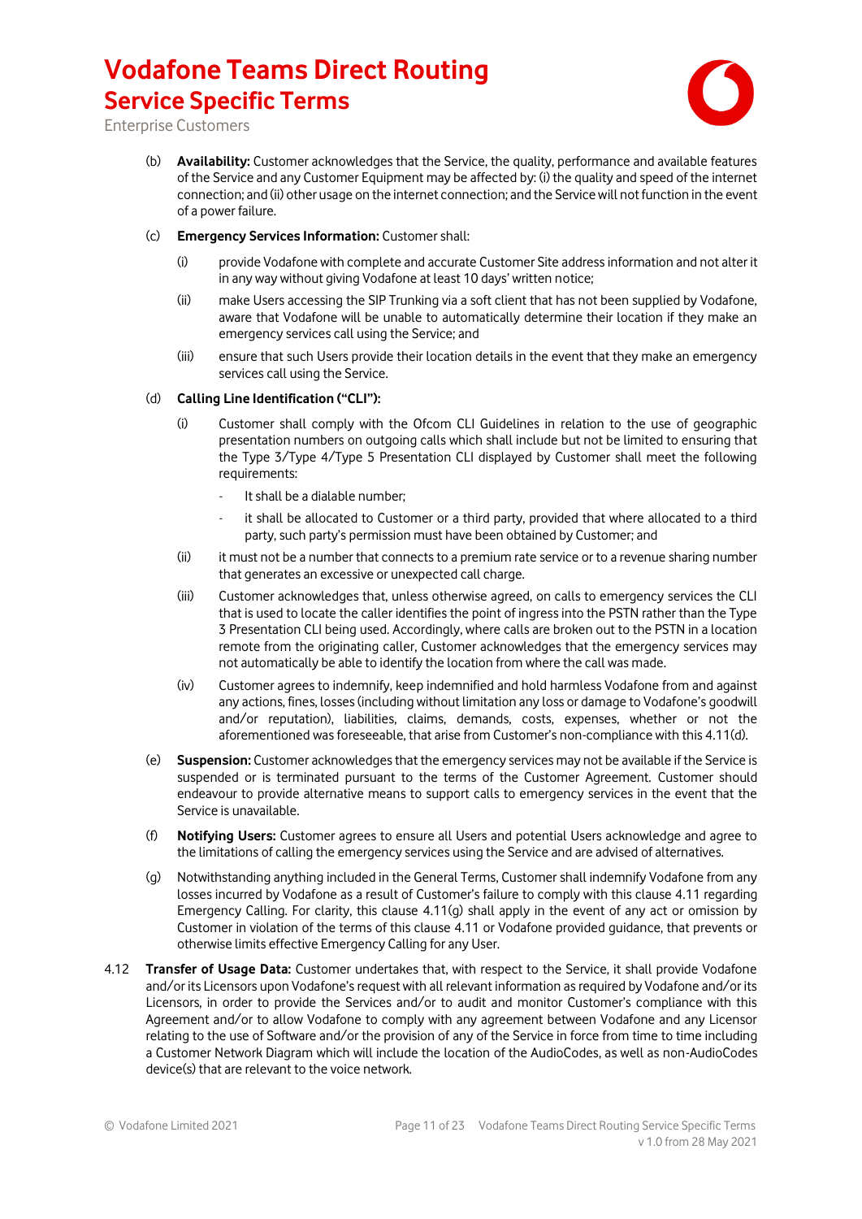(b) **Availability:** Customer acknowledges that the Service, the quality, performance and available features of the Service and any Customer Equipment may be affected by: (i) the quality and speed of the internet connection; and (ii) other usage on the internet connection; and the Service will not function in the event of a power failure.

(c) **Emergency Services Information:** Customer shall:

(i) provide Vodafone with complete and accurate Customer Site address information and not alter it in any way without giving Vodafone at least 10 days' written notice;

(ii) make Users accessing the SIP Trunking via a soft client that has not been supplied by Vodafone, aware that Vodafone will be unable to automatically determine their location if they make an emergency services call using the Service; and

(iii) ensure that such Users provide their location details in the event that they make an emergency services call using the Service.

(d) **Calling Line Identification ("CLI"):**

(i) Customer shall comply with the Ofcom CLI Guidelines in relation to the use of geographic presentation numbers on outgoing calls which shall include but not be limited to ensuring that the Type 3/Type 4/Type 5 Presentation CLI displayed by Customer shall meet the following requirements:

- It shall be a dialable number;
- it shall be allocated to Customer or a third party, provided that where allocated to a third party, such party's permission must have been obtained by Customer; and

(ii) it must not be a number that connects to a premium rate service or to a revenue sharing number that generates an excessive or unexpected call charge.

(iii) Customer acknowledges that, unless otherwise agreed, on calls to emergency services the CLI that is used to locate the caller identifies the point of ingress into the PSTN rather than the Type 3 Presentation CLI being used. Accordingly, where calls are broken out to the PSTN in a location remote from the originating caller, Customer acknowledges that the emergency services may not automatically be able to identify the location from where the call was made.

(iv) Customer agrees to indemnify, keep indemnified and hold harmless Vodafone from and against any actions, fines, losses (including without limitation any loss or damage to Vodafone's goodwill and/or reputation), liabilities, claims, demands, costs, expenses, whether or not the aforementioned was foreseeable, that arise from Customer's non-compliance with this 4.11(d).

(e) **Suspension:** Customer acknowledges that the emergency services may not be available if the Service is suspended or is terminated pursuant to the terms of the Customer Agreement. Customer should endeavour to provide alternative means to support calls to emergency services in the event that the Service is unavailable.

(f) **Notifying Users:** Customer agrees to ensure all Users and potential Users acknowledge and agree to the limitations of calling the emergency services using the Service and are advised of alternatives.

(g) Notwithstanding anything included in the General Terms, Customer shall indemnify Vodafone from any losses incurred by Vodafone as a result of Customer's failure to comply with this clause 4.11 regarding Emergency Calling. For clarity, this clause 4.11(g) shall apply in the event of any act or omission by Customer in violation of the terms of this clause 4.11 or Vodafone provided guidance, that prevents or otherwise limits effective Emergency Calling for any User.

4.12 **Transfer of Usage Data:** Customer undertakes that, with respect to the Service, it shall provide Vodafone and/or its Licensors upon Vodafone's request with all relevant information as required by Vodafone and/or its Licensors, in order to provide the Services and/or to audit and monitor Customer's compliance with this Agreement and/or to allow Vodafone to comply with any agreement between Vodafone and any Licensor relating to the use of Software and/or the provision of any of the Service in force from time to time including a Customer Network Diagram which will include the location of the AudioCodes, as well as non-AudioCodes device(s) that are relevant to the voice network.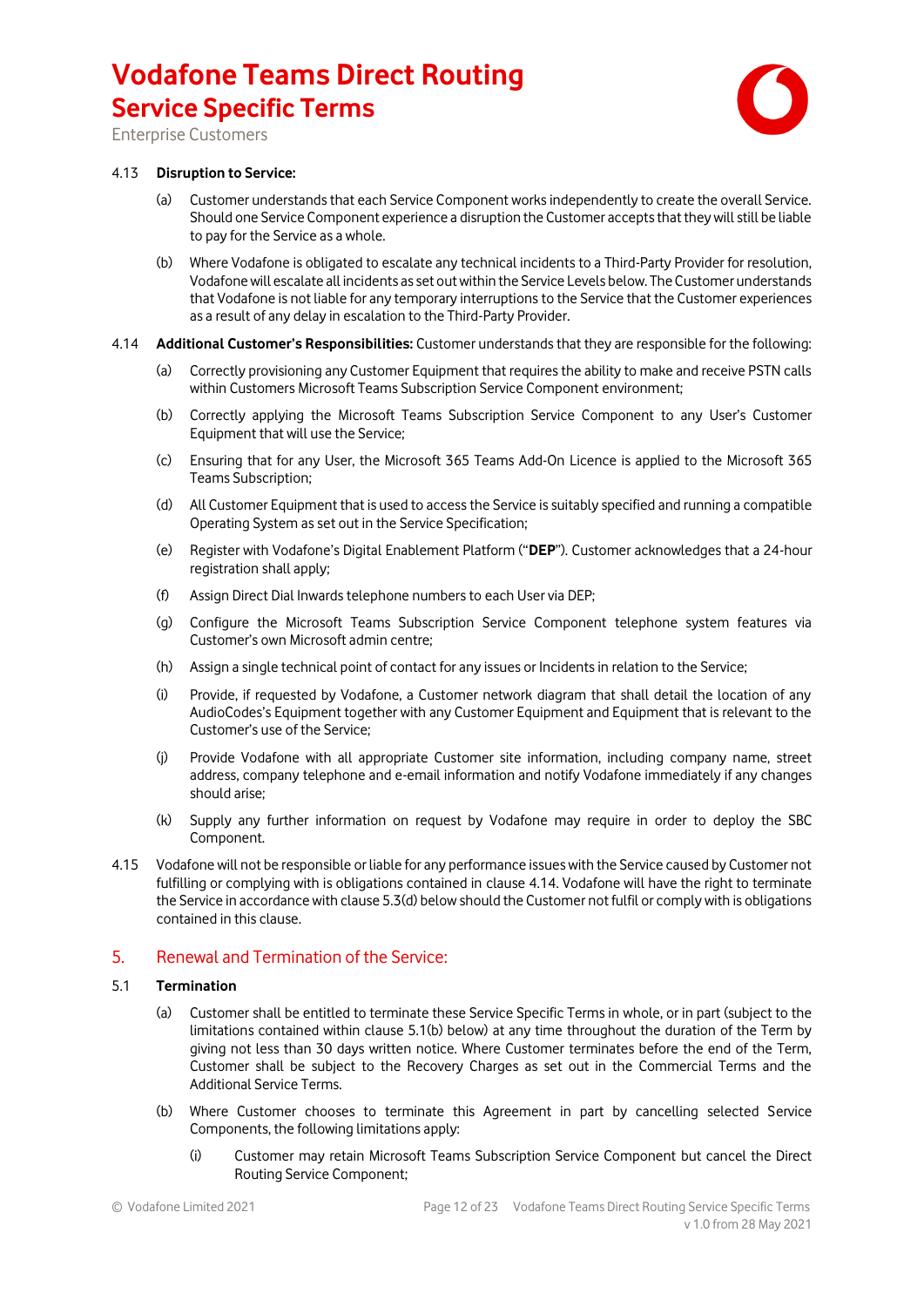4.13 **Disruption to Service:**

(a) Customer understands that each Service Component works independently to create the overall Service. Should one Service Component experience a disruption the Customer accepts that they will still be liable to pay for the Service as a whole.

(b) Where Vodafone is obligated to escalate any technical incidents to a Third-Party Provider for resolution, Vodafone will escalate all incidents as set out within the Service Levels below. The Customer understands that Vodafone is not liable for any temporary interruptions to the Service that the Customer experiences as a result of any delay in escalation to the Third-Party Provider.

4.14 **Additional Customer's Responsibilities:** Customer understands that they are responsible for the following:

(a) Correctly provisioning any Customer Equipment that requires the ability to make and receive PSTN calls within Customers Microsoft Teams Subscription Service Component environment;

(b) Correctly applying the Microsoft Teams Subscription Service Component to any User's Customer Equipment that will use the Service;

(c) Ensuring that for any User, the Microsoft 365 Teams Add-On Licence is applied to the Microsoft 365 Teams Subscription;

(d) All Customer Equipment that is used to access the Service is suitably specified and running a compatible Operating System as set out in the Service Specification;

(e) Register with Vodafone's Digital Enablement Platform ("**DEP**"). Customer acknowledges that a 24-hour registration shall apply;

(f) Assign Direct Dial Inwards telephone numbers to each User via DEP;

(g) Configure the Microsoft Teams Subscription Service Component telephone system features via Customer's own Microsoft admin centre;

(h) Assign a single technical point of contact for any issues or Incidents in relation to the Service;

(i) Provide, if requested by Vodafone, a Customer network diagram that shall detail the location of any AudioCodes's Equipment together with any Customer Equipment and Equipment that is relevant to the Customer's use of the Service;

(j) Provide Vodafone with all appropriate Customer site information, including company name, street address, company telephone and e-email information and notify Vodafone immediately if any changes should arise;

(k) Supply any further information on request by Vodafone may require in order to deploy the SBC Component.

4.15 Vodafone will not be responsible or liable for any performance issues with the Service caused by Customer not fulfilling or complying with is obligations contained in clause 4.14. Vodafone will have the right to terminate the Service in accordance with clause 5.3(d) below should the Customer not fulfil or comply with is obligations contained in this clause.

## 5. Renewal and Termination of the Service:

5.1 **Termination**

(a) Customer shall be entitled to terminate these Service Specific Terms in whole, or in part (subject to the limitations contained within clause 5.1(b) below) at any time throughout the duration of the Term by giving not less than 30 days written notice. Where Customer terminates before the end of the Term, Customer shall be subject to the Recovery Charges as set out in the Commercial Terms and the Additional Service Terms.

(b) Where Customer chooses to terminate this Agreement in part by cancelling selected Service Components, the following limitations apply:

(i) Customer may retain Microsoft Teams Subscription Service Component but cancel the Direct Routing Service Component;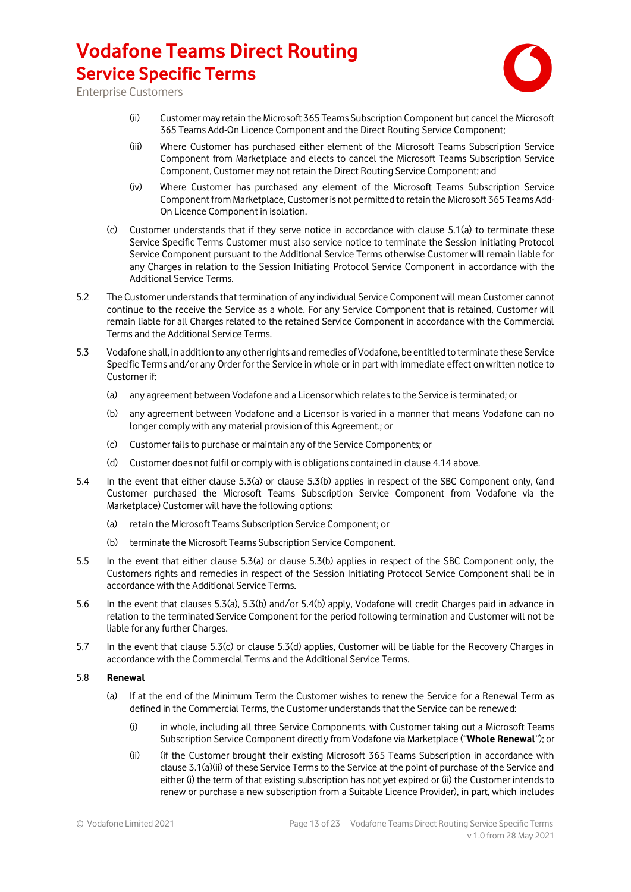(ii) Customer may retain the Microsoft 365 Teams Subscription Component but cancel the Microsoft 365 Teams Add-On Licence Component and the Direct Routing Service Component;

(iii) Where Customer has purchased either element of the Microsoft Teams Subscription Service Component from Marketplace and elects to cancel the Microsoft Teams Subscription Service Component, Customer may not retain the Direct Routing Service Component; and

(iv) Where Customer has purchased any element of the Microsoft Teams Subscription Service Component from Marketplace, Customer is not permitted to retain the Microsoft 365 Teams Add-On Licence Component in isolation.

(c) Customer understands that if they serve notice in accordance with clause 5.1(a) to terminate these Service Specific Terms Customer must also service notice to terminate the Session Initiating Protocol Service Component pursuant to the Additional Service Terms otherwise Customer will remain liable for any Charges in relation to the Session Initiating Protocol Service Component in accordance with the Additional Service Terms.

5.2 The Customer understands that termination of any individual Service Component will mean Customer cannot continue to the receive the Service as a whole. For any Service Component that is retained, Customer will remain liable for all Charges related to the retained Service Component in accordance with the Commercial Terms and the Additional Service Terms.

5.3 Vodafone shall, in addition to any other rights and remedies of Vodafone, be entitled to terminate these Service Specific Terms and/or any Order for the Service in whole or in part with immediate effect on written notice to Customer if:

(a) any agreement between Vodafone and a Licensor which relates to the Service is terminated; or

(b) any agreement between Vodafone and a Licensor is varied in a manner that means Vodafone can no longer comply with any material provision of this Agreement.; or

(c) Customer fails to purchase or maintain any of the Service Components; or

(d) Customer does not fulfil or comply with is obligations contained in clause 4.14 above.

5.4 In the event that either clause 5.3(a) or clause 5.3(b) applies in respect of the SBC Component only, (and Customer purchased the Microsoft Teams Subscription Service Component from Vodafone via the Marketplace) Customer will have the following options:

(a) retain the Microsoft Teams Subscription Service Component; or

(b) terminate the Microsoft Teams Subscription Service Component.

5.5 In the event that either clause 5.3(a) or clause 5.3(b) applies in respect of the SBC Component only, the Customers rights and remedies in respect of the Session Initiating Protocol Service Component shall be in accordance with the Additional Service Terms.

5.6 In the event that clauses 5.3(a), 5.3(b) and/or 5.4(b) apply, Vodafone will credit Charges paid in advance in relation to the terminated Service Component for the period following termination and Customer will not be liable for any further Charges.

5.7 In the event that clause 5.3(c) or clause 5.3(d) applies, Customer will be liable for the Recovery Charges in accordance with the Commercial Terms and the Additional Service Terms.

5.8 **Renewal**

(a) If at the end of the Minimum Term the Customer wishes to renew the Service for a Renewal Term as defined in the Commercial Terms, the Customer understands that the Service can be renewed:

(i) in whole, including all three Service Components, with Customer taking out a Microsoft Teams Subscription Service Component directly from Vodafone via Marketplace ("**Whole Renewal**"); or

(ii) (if the Customer brought their existing Microsoft 365 Teams Subscription in accordance with clause 3.1(a)(ii) of these Service Terms to the Service at the point of purchase of the Service and either (i) the term of that existing subscription has not yet expired or (ii) the Customer intends to renew or purchase a new subscription from a Suitable Licence Provider), in part, which includes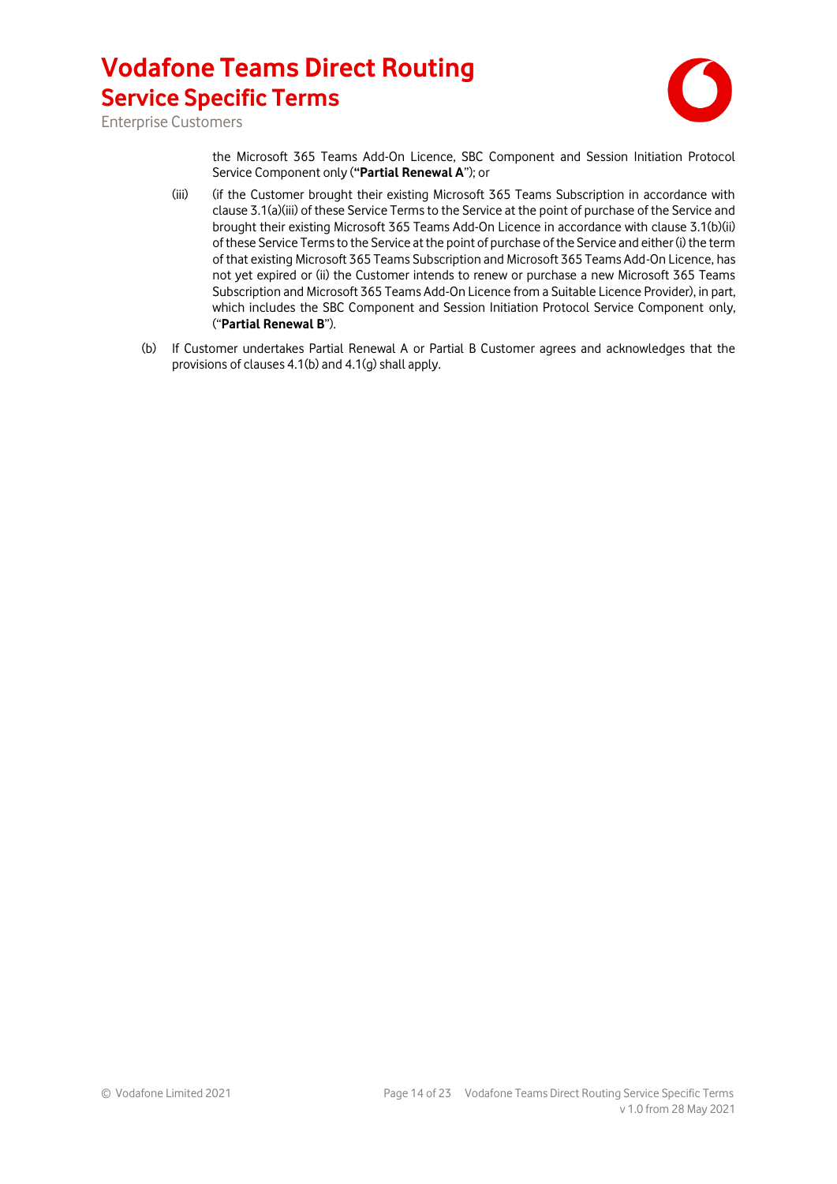the Microsoft 365 Teams Add-On Licence, SBC Component and Session Initiation Protocol Service Component only (**"Partial Renewal A**"); or

(iii) (if the Customer brought their existing Microsoft 365 Teams Subscription in accordance with clause 3.1(a)(iii) of these Service Terms to the Service at the point of purchase of the Service and brought their existing Microsoft 365 Teams Add-On Licence in accordance with clause 3.1(b)(ii) of these Service Terms to the Service at the point of purchase of the Service and either (i) the term of that existing Microsoft 365 Teams Subscription and Microsoft 365 Teams Add-On Licence, has not yet expired or (ii) the Customer intends to renew or purchase a new Microsoft 365 Teams Subscription and Microsoft 365 Teams Add-On Licence from a Suitable Licence Provider), in part, which includes the SBC Component and Session Initiation Protocol Service Component only, ("**Partial Renewal B**").

(b) If Customer undertakes Partial Renewal A or Partial B Customer agrees and acknowledges that the provisions of clauses 4.1(b) and 4.1(g) shall apply.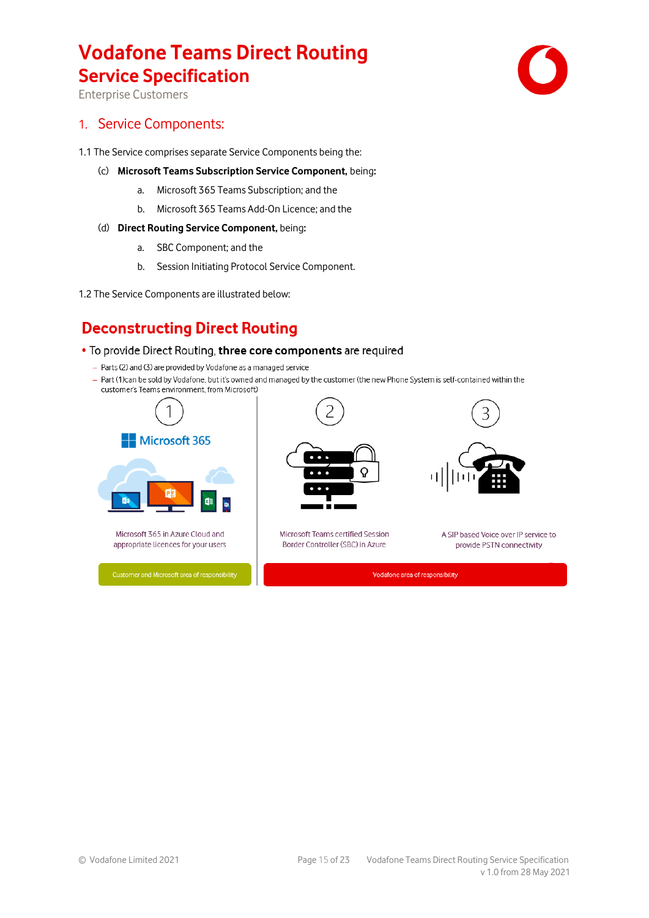# Vodafone Teams Direct Routing
## Service Specification
Enterprise Customers

## 1. Service Components:

1.1 The Service comprises separate Service Components being the:

(c) **Microsoft Teams Subscription Service Component,** being:

a. Microsoft 365 Teams Subscription; and the

b. Microsoft 365 Teams Add-On Licence; and the

(d) **Direct Routing Service Component,** being:

a. SBC Component; and the

b. Session Initiating Protocol Service Component.

1.2 The Service Components are illustrated below:

## Deconstructing Direct Routing

- To provide Direct Routing, **three core components** are required
  - Parts (2) and (3) are provided by Vodafone as a managed service
  - Part (1)can be sold by Vodafone, but it's owned and managed by the customer (the new Phone System is self-contained within the customer's Teams environment, from Microsoft)

| 1 | 2 | 3 |
|---|---|---|
| Microsoft 365 | | |
| Microsoft 365 in Azure Cloud and appropriate licences for your users | Microsoft Teams certified Session Border Controller (SBC) in Azure | A SIP based Voice over IP service to provide PSTN connectivity |
| Customer and Microsoft area of responsibility | Vodafone area of responsibility | |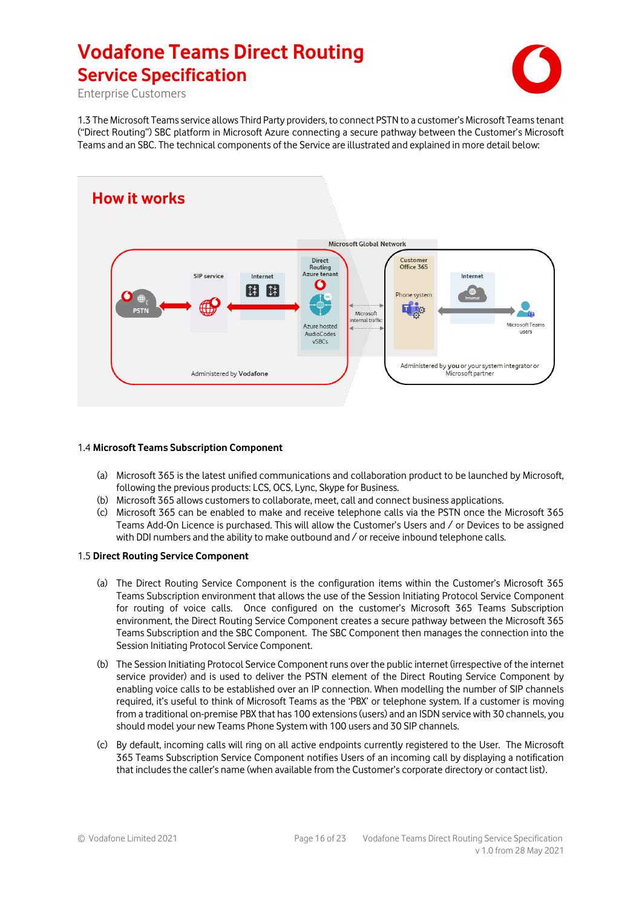# Vodafone Teams Direct Routing
## Service Specification
Enterprise Customers

1.3 The Microsoft Teams service allows Third Party providers, to connect PSTN to a customer's Microsoft Teams tenant ("Direct Routing") SBC platform in Microsoft Azure connecting a secure pathway between the Customer's Microsoft Teams and an SBC. The technical components of the Service are illustrated and explained in more detail below:

1.4 **Microsoft Teams Subscription Component**

(a) Microsoft 365 is the latest unified communications and collaboration product to be launched by Microsoft, following the previous products: LCS, OCS, Lync, Skype for Business.

(b) Microsoft 365 allows customers to collaborate, meet, call and connect business applications.

(c) Microsoft 365 can be enabled to make and receive telephone calls via the PSTN once the Microsoft 365 Teams Add-On Licence is purchased. This will allow the Customer's Users and / or Devices to be assigned with DDI numbers and the ability to make outbound and / or receive inbound telephone calls.

1.5 **Direct Routing Service Component**

(a) The Direct Routing Service Component is the configuration items within the Customer's Microsoft 365 Teams Subscription environment that allows the use of the Session Initiating Protocol Service Component for routing of voice calls. Once configured on the customer's Microsoft 365 Teams Subscription environment, the Direct Routing Service Component creates a secure pathway between the Microsoft 365 Teams Subscription and the SBC Component. The SBC Component then manages the connection into the Session Initiating Protocol Service Component.

(b) The Session Initiating Protocol Service Component runs over the public internet (irrespective of the internet service provider) and is used to deliver the PSTN element of the Direct Routing Service Component by enabling voice calls to be established over an IP connection. When modelling the number of SIP channels required, it's useful to think of Microsoft Teams as the 'PBX' or telephone system. If a customer is moving from a traditional on-premise PBX that has 100 extensions (users) and an ISDN service with 30 channels, you should model your new Teams Phone System with 100 users and 30 SIP channels.

(c) By default, incoming calls will ring on all active endpoints currently registered to the User. The Microsoft 365 Teams Subscription Service Component notifies Users of an incoming call by displaying a notification that includes the caller's name (when available from the Customer's corporate directory or contact list).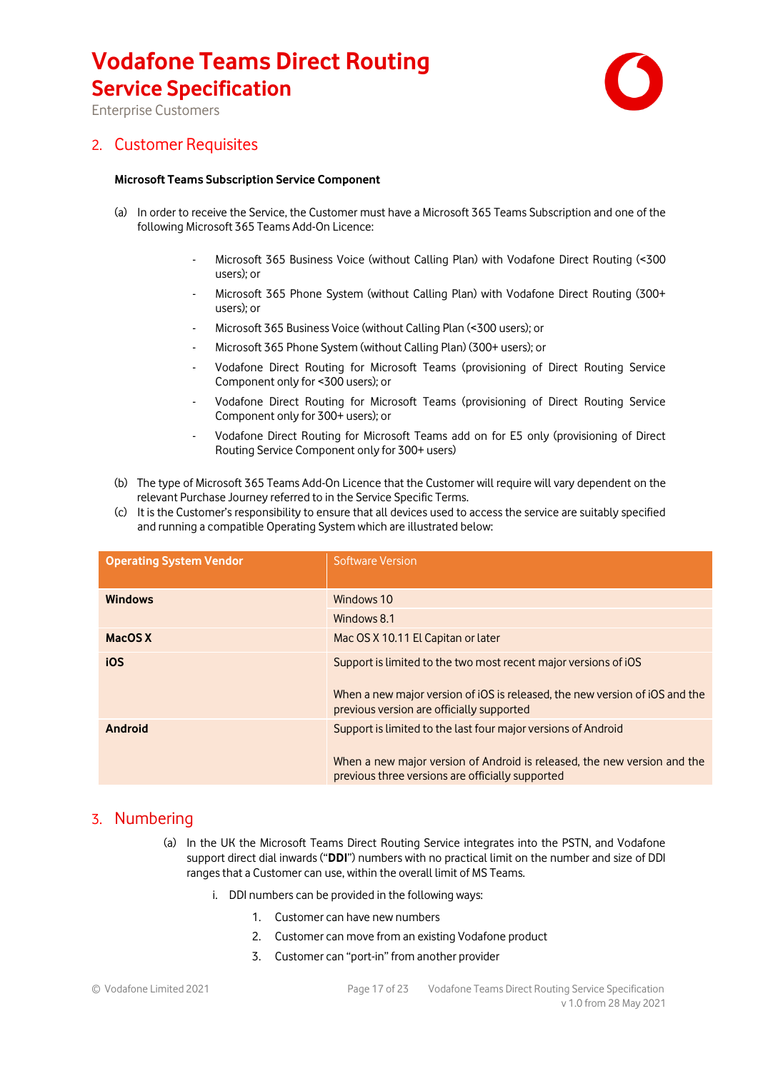## 2. Customer Requisites

**Microsoft Teams Subscription Service Component**

(a) In order to receive the Service, the Customer must have a Microsoft 365 Teams Subscription and one of the following Microsoft 365 Teams Add-On Licence:

- Microsoft 365 Business Voice (without Calling Plan) with Vodafone Direct Routing (<300 users); or
- Microsoft 365 Phone System (without Calling Plan) with Vodafone Direct Routing (300+ users); or
- Microsoft 365 Business Voice (without Calling Plan (<300 users); or
- Microsoft 365 Phone System (without Calling Plan) (300+ users); or
- Vodafone Direct Routing for Microsoft Teams (provisioning of Direct Routing Service Component only for <300 users); or
- Vodafone Direct Routing for Microsoft Teams (provisioning of Direct Routing Service Component only for 300+ users); or
- Vodafone Direct Routing for Microsoft Teams add on for E5 only (provisioning of Direct Routing Service Component only for 300+ users)

(b) The type of Microsoft 365 Teams Add-On Licence that the Customer will require will vary dependent on the relevant Purchase Journey referred to in the Service Specific Terms.

(c) It is the Customer's responsibility to ensure that all devices used to access the service are suitably specified and running a compatible Operating System which are illustrated below:

| Operating System Vendor | Software Version |
|---|---|
| **Windows** | Windows 10 |
| | Windows 8.1 |
| **MacOS X** | Mac OS X 10.11 El Capitan or later |
| **iOS** | Support is limited to the two most recent major versions of iOS<br><br>When a new major version of iOS is released, the new version of iOS and the previous version are officially supported |
| **Android** | Support is limited to the last four major versions of Android<br><br>When a new major version of Android is released, the new version and the previous three versions are officially supported |

## 3. Numbering

(a) In the UK the Microsoft Teams Direct Routing Service integrates into the PSTN, and Vodafone support direct dial inwards ("**DDI**") numbers with no practical limit on the number and size of DDI ranges that a Customer can use, within the overall limit of MS Teams.

i. DDI numbers can be provided in the following ways:

1. Customer can have new numbers
2. Customer can move from an existing Vodafone product
3. Customer can "port-in" from another provider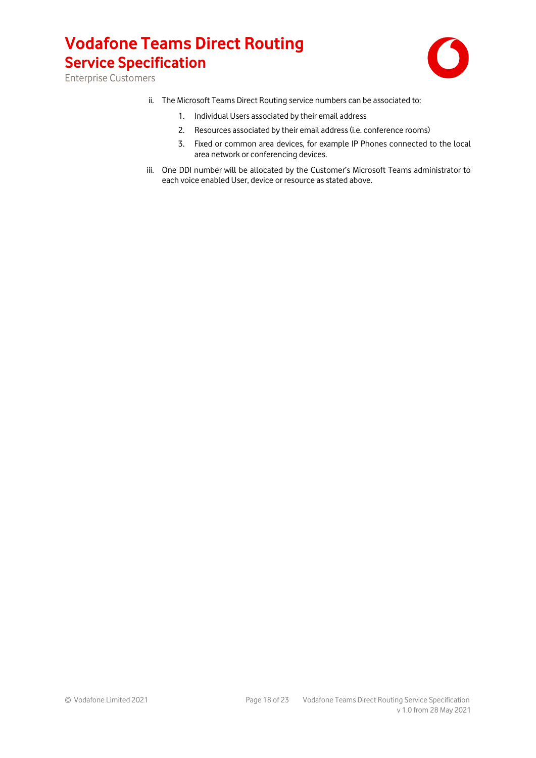ii. The Microsoft Teams Direct Routing service numbers can be associated to:

   1. Individual Users associated by their email address
   2. Resources associated by their email address (i.e. conference rooms)
   3. Fixed or common area devices, for example IP Phones connected to the local area network or conferencing devices.

iii. One DDI number will be allocated by the Customer's Microsoft Teams administrator to each voice enabled User, device or resource as stated above.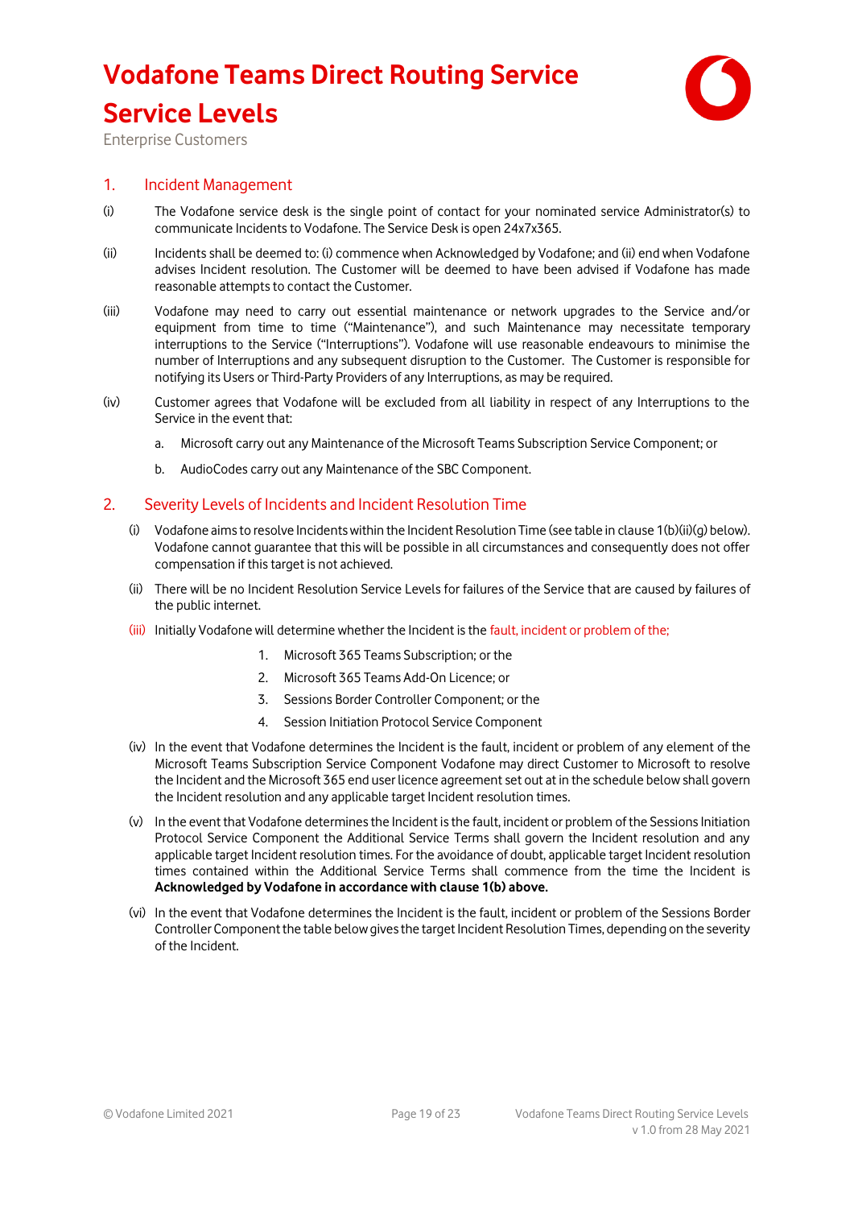# Vodafone Teams Direct Routing Service

# Service Levels

Enterprise Customers

## 1. Incident Management

(i) The Vodafone service desk is the single point of contact for your nominated service Administrator(s) to communicate Incidents to Vodafone. The Service Desk is open 24x7x365.

(ii) Incidents shall be deemed to: (i) commence when Acknowledged by Vodafone; and (ii) end when Vodafone advises Incident resolution. The Customer will be deemed to have been advised if Vodafone has made reasonable attempts to contact the Customer.

(iii) Vodafone may need to carry out essential maintenance or network upgrades to the Service and/or equipment from time to time ("Maintenance"), and such Maintenance may necessitate temporary interruptions to the Service ("Interruptions"). Vodafone will use reasonable endeavours to minimise the number of Interruptions and any subsequent disruption to the Customer. The Customer is responsible for notifying its Users or Third-Party Providers of any Interruptions, as may be required.

(iv) Customer agrees that Vodafone will be excluded from all liability in respect of any Interruptions to the Service in the event that:

a. Microsoft carry out any Maintenance of the Microsoft Teams Subscription Service Component; or

b. AudioCodes carry out any Maintenance of the SBC Component.

## 2. Severity Levels of Incidents and Incident Resolution Time

(i) Vodafone aims to resolve Incidents within the Incident Resolution Time (see table in clause 1(b)(ii)(g) below). Vodafone cannot guarantee that this will be possible in all circumstances and consequently does not offer compensation if this target is not achieved.

(ii) There will be no Incident Resolution Service Levels for failures of the Service that are caused by failures of the public internet.

(iii) Initially Vodafone will determine whether the Incident is the fault, incident or problem of the;

1. Microsoft 365 Teams Subscription; or the
2. Microsoft 365 Teams Add-On Licence; or
3. Sessions Border Controller Component; or the
4. Session Initiation Protocol Service Component

(iv) In the event that Vodafone determines the Incident is the fault, incident or problem of any element of the Microsoft Teams Subscription Service Component Vodafone may direct Customer to Microsoft to resolve the Incident and the Microsoft 365 end user licence agreement set out at in the schedule below shall govern the Incident resolution and any applicable target Incident resolution times.

(v) In the event that Vodafone determines the Incident is the fault, incident or problem of the Sessions Initiation Protocol Service Component the Additional Service Terms shall govern the Incident resolution and any applicable target Incident resolution times. For the avoidance of doubt, applicable target Incident resolution times contained within the Additional Service Terms shall commence from the time the Incident is **Acknowledged by Vodafone in accordance with clause 1(b) above.**

(vi) In the event that Vodafone determines the Incident is the fault, incident or problem of the Sessions Border Controller Component the table below gives the target Incident Resolution Times, depending on the severity of the Incident.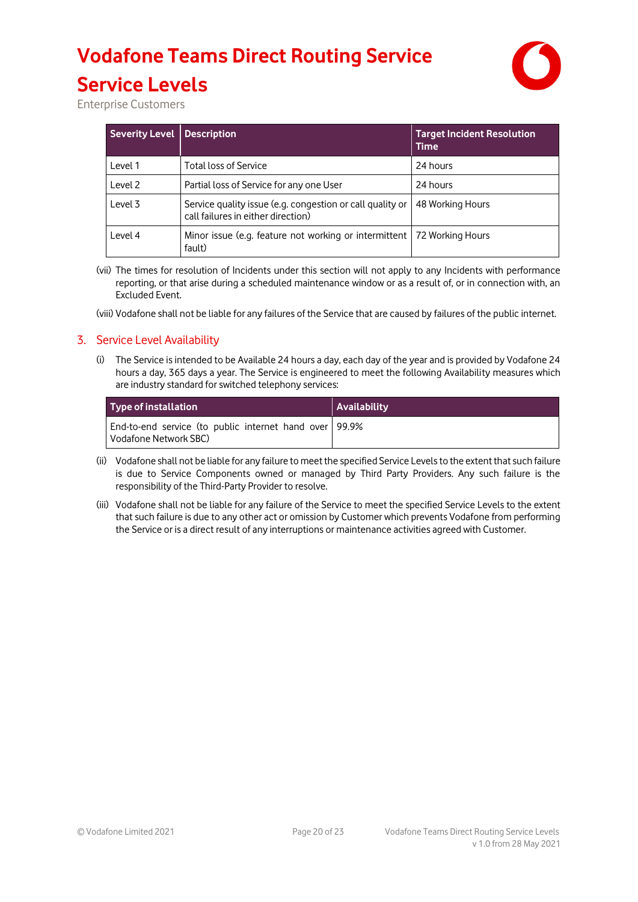| Severity Level | Description | Target Incident Resolution Time |
|---|---|---|
| Level 1 | Total loss of Service | 24 hours |
| Level 2 | Partial loss of Service for any one User | 24 hours |
| Level 3 | Service quality issue (e.g. congestion or call quality or call failures in either direction) | 48 Working Hours |
| Level 4 | Minor issue (e.g. feature not working or intermittent fault) | 72 Working Hours |

(vii) The times for resolution of Incidents under this section will not apply to any Incidents with performance reporting, or that arise during a scheduled maintenance window or as a result of, or in connection with, an Excluded Event.

(viii) Vodafone shall not be liable for any failures of the Service that are caused by failures of the public internet.

## 3. Service Level Availability

(i) The Service is intended to be Available 24 hours a day, each day of the year and is provided by Vodafone 24 hours a day, 365 days a year. The Service is engineered to meet the following Availability measures which are industry standard for switched telephony services:

| Type of installation | Availability |
|---|---|
| End-to-end service (to public internet hand over Vodafone Network SBC) | 99.9% |

(ii) Vodafone shall not be liable for any failure to meet the specified Service Levels to the extent that such failure is due to Service Components owned or managed by Third Party Providers. Any such failure is the responsibility of the Third-Party Provider to resolve.

(iii) Vodafone shall not be liable for any failure of the Service to meet the specified Service Levels to the extent that such failure is due to any other act or omission by Customer which prevents Vodafone from performing the Service or is a direct result of any interruptions or maintenance activities agreed with Customer.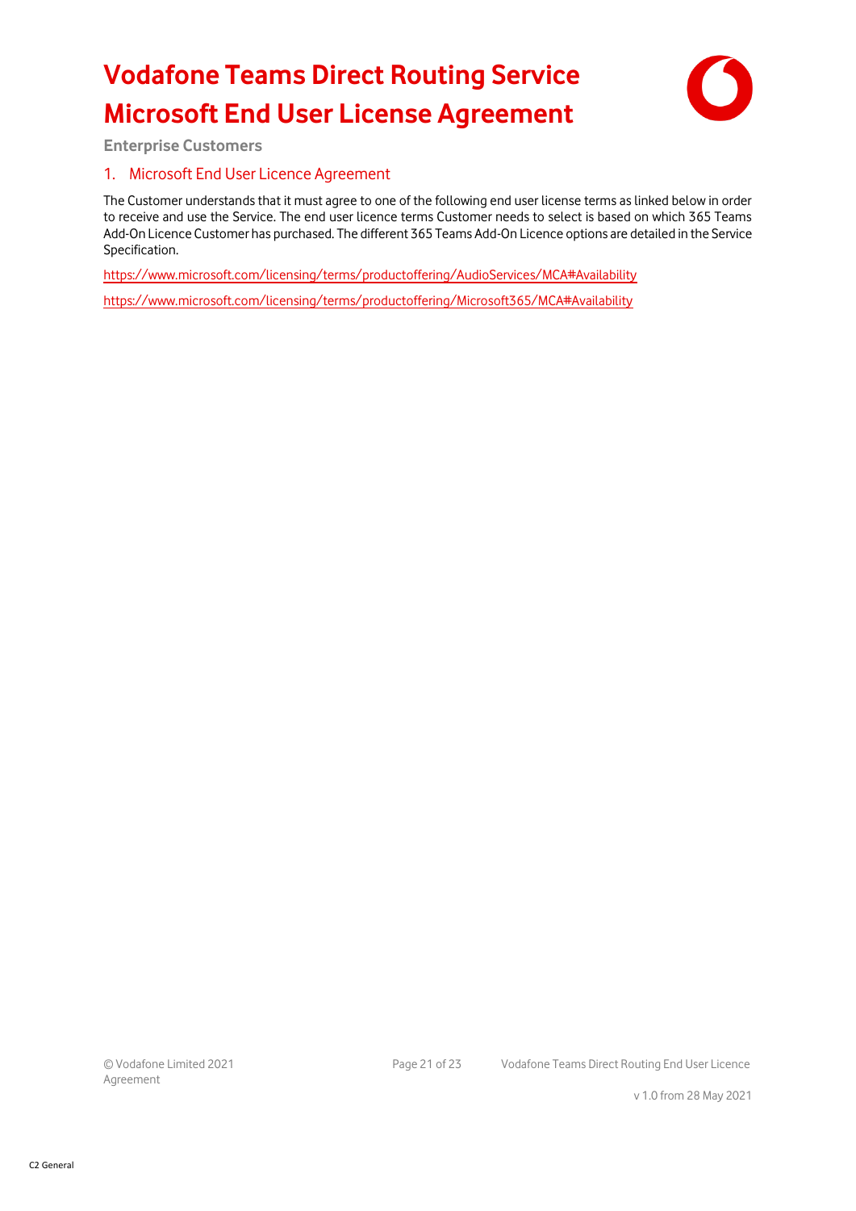# Vodafone Teams Direct Routing Service Microsoft End User License Agreement

**Enterprise Customers**

## 1. Microsoft End User Licence Agreement

The Customer understands that it must agree to one of the following end user license terms as linked below in order to receive and use the Service. The end user licence terms Customer needs to select is based on which 365 Teams Add-On Licence Customer has purchased. The different 365 Teams Add-On Licence options are detailed in the Service Specification.

https://www.microsoft.com/licensing/terms/productoffering/AudioServices/MCA#Availability

https://www.microsoft.com/licensing/terms/productoffering/Microsoft365/MCA#Availability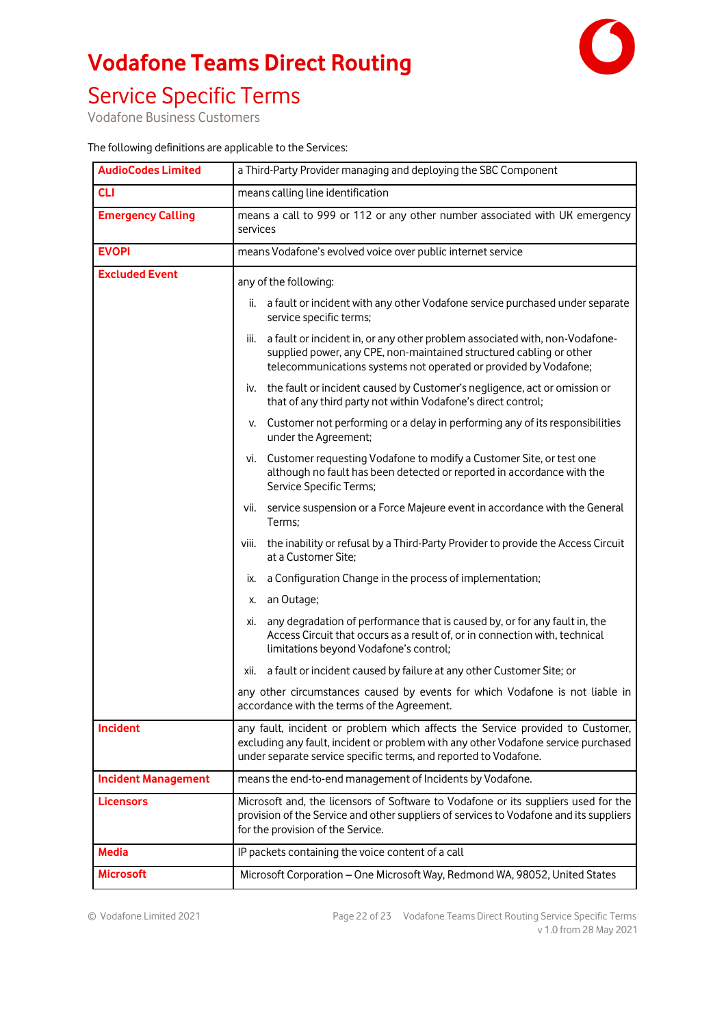# Vodafone Teams Direct Routing

## Service Specific Terms

Vodafone Business Customers

The following definitions are applicable to the Services:

| | |
|---|---|
| **AudioCodes Limited** | a Third-Party Provider managing and deploying the SBC Component |
| **CLI** | means calling line identification |
| **Emergency Calling** | means a call to 999 or 112 or any other number associated with UK emergency services |
| **EVOPI** | means Vodafone's evolved voice over public internet service |
| **Excluded Event** | any of the following: <br> ii. a fault or incident with any other Vodafone service purchased under separate service specific terms; <br> iii. a fault or incident in, or any other problem associated with, non-Vodafone-supplied power, any CPE, non-maintained structured cabling or other telecommunications systems not operated or provided by Vodafone; <br> iv. the fault or incident caused by Customer's negligence, act or omission or that of any third party not within Vodafone's direct control; <br> v. Customer not performing or a delay in performing any of its responsibilities under the Agreement; <br> vi. Customer requesting Vodafone to modify a Customer Site, or test one although no fault has been detected or reported in accordance with the Service Specific Terms; <br> vii. service suspension or a Force Majeure event in accordance with the General Terms; <br> viii. the inability or refusal by a Third-Party Provider to provide the Access Circuit at a Customer Site; <br> ix. a Configuration Change in the process of implementation; <br> x. an Outage; <br> xi. any degradation of performance that is caused by, or for any fault in, the Access Circuit that occurs as a result of, or in connection with, technical limitations beyond Vodafone's control; <br> xii. a fault or incident caused by failure at any other Customer Site; or <br> any other circumstances caused by events for which Vodafone is not liable in accordance with the terms of the Agreement. |
| **Incident** | any fault, incident or problem which affects the Service provided to Customer, excluding any fault, incident or problem with any other Vodafone service purchased under separate service specific terms, and reported to Vodafone. |
| **Incident Management** | means the end-to-end management of Incidents by Vodafone. |
| **Licensors** | Microsoft and, the licensors of Software to Vodafone or its suppliers used for the provision of the Service and other suppliers of services to Vodafone and its suppliers for the provision of the Service. |
| **Media** | IP packets containing the voice content of a call |
| **Microsoft** | Microsoft Corporation – One Microsoft Way, Redmond WA, 98052, United States |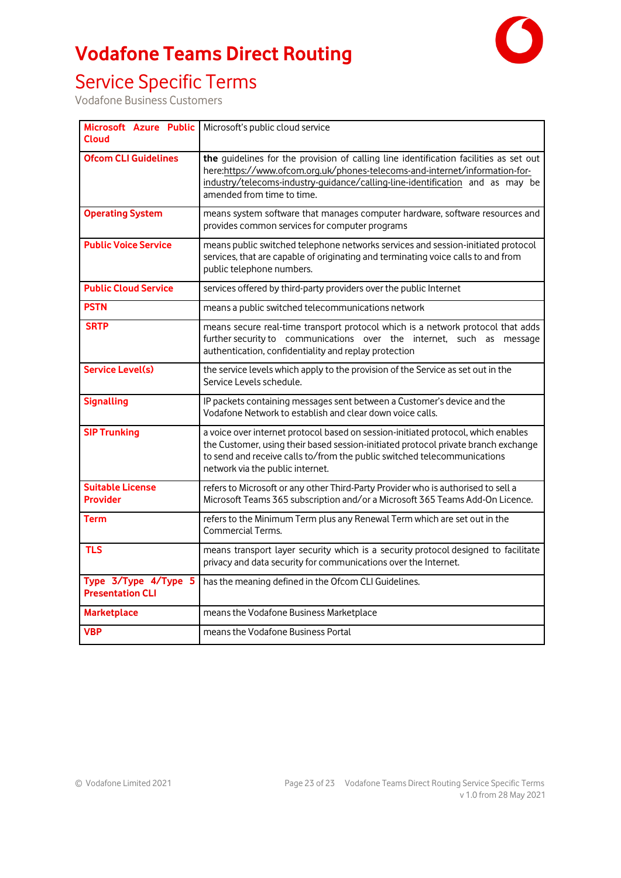# Vodafone Teams Direct Routing

## Service Specific Terms

Vodafone Business Customers

| | |
|---|---|
| **Microsoft Azure Public Cloud** | Microsoft's public cloud service |
| **Ofcom CLI Guidelines** | **the** guidelines for the provision of calling line identification facilities as set out here:https://www.ofcom.org.uk/phones-telecoms-and-internet/information-for-industry/telecoms-industry-guidance/calling-line-identification and as may be amended from time to time. |
| **Operating System** | means system software that manages computer hardware, software resources and provides common services for computer programs |
| **Public Voice Service** | means public switched telephone networks services and session-initiated protocol services, that are capable of originating and terminating voice calls to and from public telephone numbers. |
| **Public Cloud Service** | services offered by third-party providers over the public Internet |
| **PSTN** | means a public switched telecommunications network |
| **SRTP** | means secure real-time transport protocol which is a network protocol that adds further security to communications over the internet, such as message authentication, confidentiality and replay protection |
| **Service Level(s)** | the service levels which apply to the provision of the Service as set out in the Service Levels schedule. |
| **Signalling** | IP packets containing messages sent between a Customer's device and the Vodafone Network to establish and clear down voice calls. |
| **SIP Trunking** | a voice over internet protocol based on session-initiated protocol, which enables the Customer, using their based session-initiated protocol private branch exchange to send and receive calls to/from the public switched telecommunications network via the public internet. |
| **Suitable License Provider** | refers to Microsoft or any other Third-Party Provider who is authorised to sell a Microsoft Teams 365 subscription and/or a Microsoft 365 Teams Add-On Licence. |
| **Term** | refers to the Minimum Term plus any Renewal Term which are set out in the Commercial Terms. |
| **TLS** | means transport layer security which is a security protocol designed to facilitate privacy and data security for communications over the Internet. |
| **Type 3/Type 4/Type 5 Presentation CLI** | has the meaning defined in the Ofcom CLI Guidelines. |
| **Marketplace** | means the Vodafone Business Marketplace |
| **VBP** | means the Vodafone Business Portal |